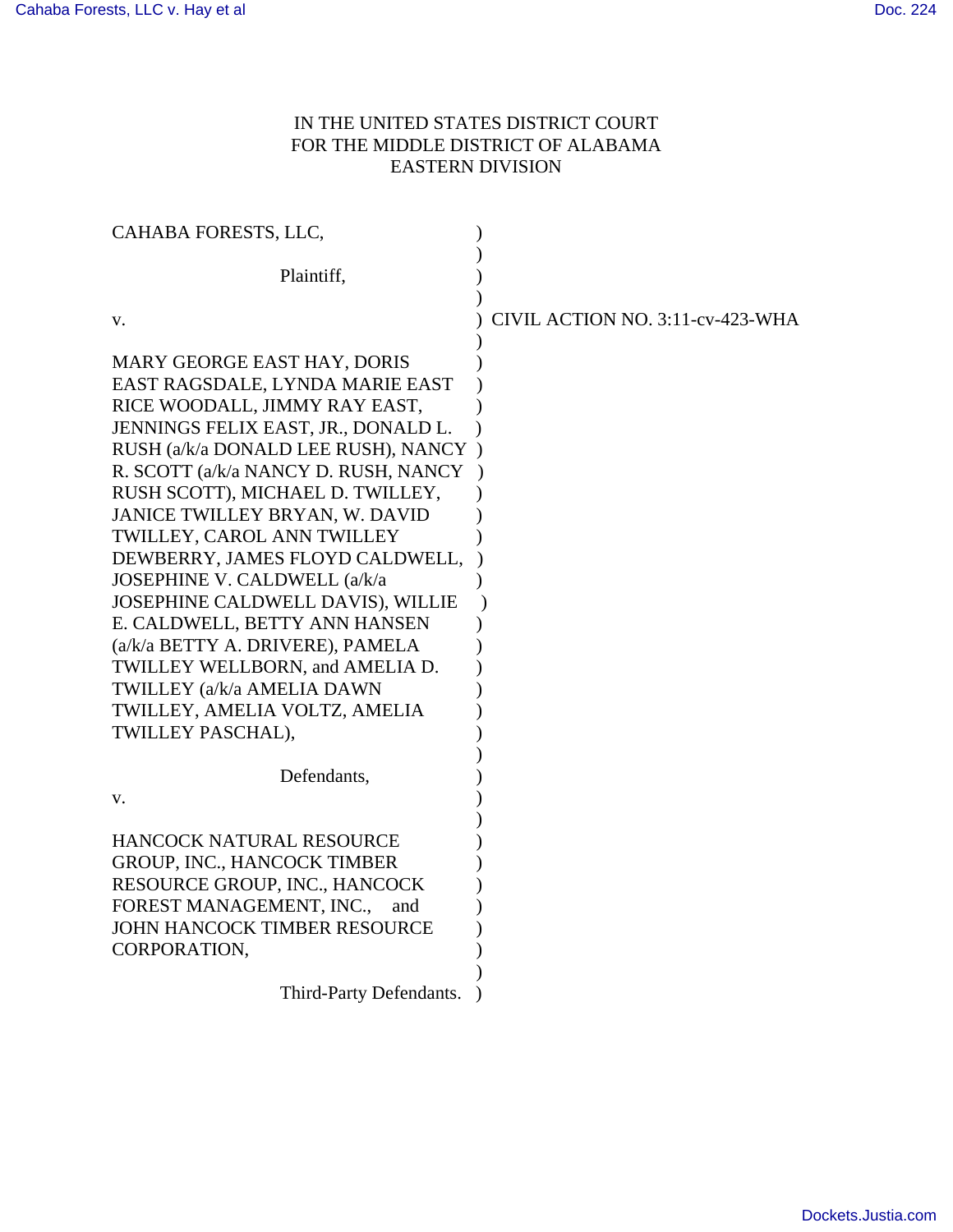IN THE UNITED STATES DISTRICT COURT
FOR THE MIDDLE DISTRICT OF ALABAMA
EASTERN DIVISION

CAHABA FORESTS, LLC,

Plaintiff,

v.

CIVIL ACTION NO. 3:11-cv-423-WHA

MARY GEORGE EAST HAY, DORIS EAST RAGSDALE, LYNDA MARIE EAST RICE WOODALL, JIMMY RAY EAST, JENNINGS FELIX EAST, JR., DONALD L. RUSH (a/k/a DONALD LEE RUSH), NANCY R. SCOTT (a/k/a NANCY D. RUSH, NANCY RUSH SCOTT), MICHAEL D. TWILLEY, JANICE TWILLEY BRYAN, W. DAVID TWILLEY, CAROL ANN TWILLEY DEWBERRY, JAMES FLOYD CALDWELL, JOSEPHINE V. CALDWELL (a/k/a JOSEPHINE CALDWELL DAVIS), WILLIE E. CALDWELL, BETTY ANN HANSEN (a/k/a BETTY A. DRIVERE), PAMELA TWILLEY WELLBORN, and AMELIA D. TWILLEY (a/k/a AMELIA DAWN TWILLEY, AMELIA VOLTZ, AMELIA TWILLEY PASCHAL),

Defendants,

v.

HANCOCK NATURAL RESOURCE GROUP, INC., HANCOCK TIMBER RESOURCE GROUP, INC., HANCOCK FOREST MANAGEMENT, INC., and JOHN HANCOCK TIMBER RESOURCE CORPORATION,

Third-Party Defendants.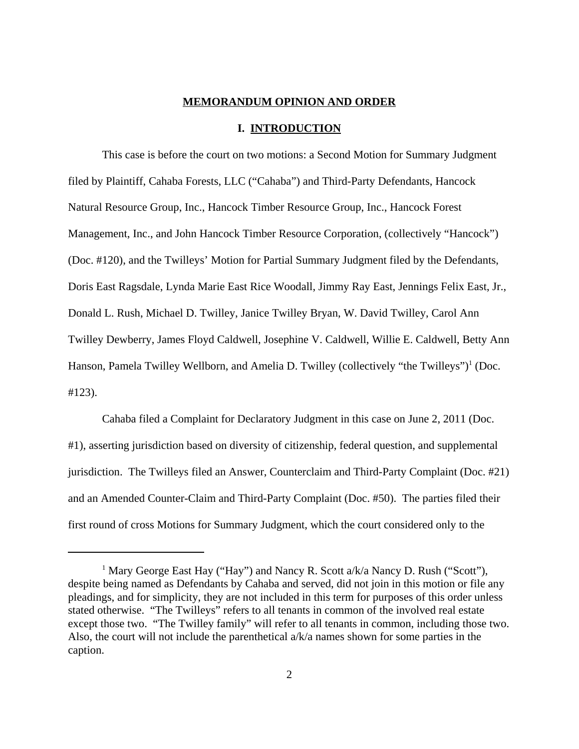## MEMORANDUM OPINION AND ORDER

## I. INTRODUCTION

This case is before the court on two motions: a Second Motion for Summary Judgment filed by Plaintiff, Cahaba Forests, LLC ("Cahaba") and Third-Party Defendants, Hancock Natural Resource Group, Inc., Hancock Timber Resource Group, Inc., Hancock Forest Management, Inc., and John Hancock Timber Resource Corporation, (collectively "Hancock") (Doc. #120), and the Twilleys' Motion for Partial Summary Judgment filed by the Defendants, Doris East Ragsdale, Lynda Marie East Rice Woodall, Jimmy Ray East, Jennings Felix East, Jr., Donald L. Rush, Michael D. Twilley, Janice Twilley Bryan, W. David Twilley, Carol Ann Twilley Dewberry, James Floyd Caldwell, Josephine V. Caldwell, Willie E. Caldwell, Betty Ann Hanson, Pamela Twilley Wellborn, and Amelia D. Twilley (collectively "the Twilleys")[1] (Doc. #123).

Cahaba filed a Complaint for Declaratory Judgment in this case on June 2, 2011 (Doc. #1), asserting jurisdiction based on diversity of citizenship, federal question, and supplemental jurisdiction. The Twilleys filed an Answer, Counterclaim and Third-Party Complaint (Doc. #21) and an Amended Counter-Claim and Third-Party Complaint (Doc. #50). The parties filed their first round of cross Motions for Summary Judgment, which the court considered only to the

[1] Mary George East Hay ("Hay") and Nancy R. Scott a/k/a Nancy D. Rush ("Scott"), despite being named as Defendants by Cahaba and served, did not join in this motion or file any pleadings, and for simplicity, they are not included in this term for purposes of this order unless stated otherwise. "The Twilleys" refers to all tenants in common of the involved real estate except those two. "The Twilley family" will refer to all tenants in common, including those two. Also, the court will not include the parenthetical a/k/a names shown for some parties in the caption.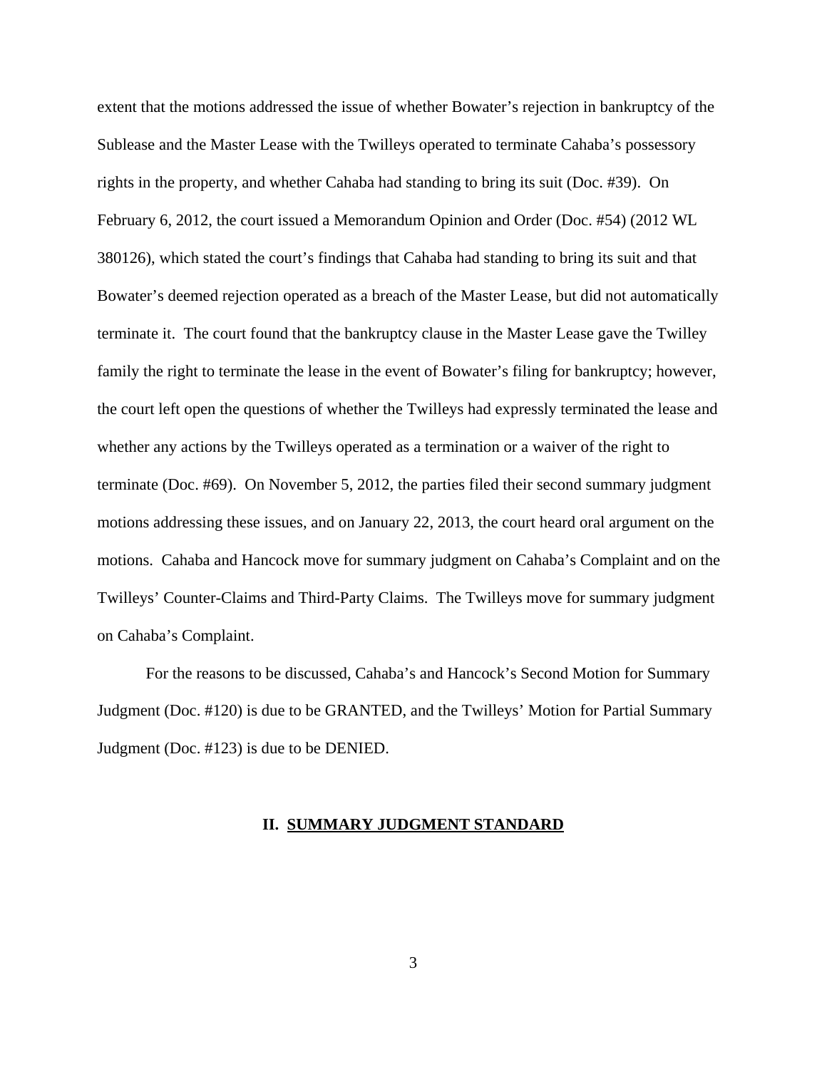extent that the motions addressed the issue of whether Bowater's rejection in bankruptcy of the Sublease and the Master Lease with the Twilleys operated to terminate Cahaba's possessory rights in the property, and whether Cahaba had standing to bring its suit (Doc. #39). On February 6, 2012, the court issued a Memorandum Opinion and Order (Doc. #54) (2012 WL 380126), which stated the court's findings that Cahaba had standing to bring its suit and that Bowater's deemed rejection operated as a breach of the Master Lease, but did not automatically terminate it. The court found that the bankruptcy clause in the Master Lease gave the Twilley family the right to terminate the lease in the event of Bowater's filing for bankruptcy; however, the court left open the questions of whether the Twilleys had expressly terminated the lease and whether any actions by the Twilleys operated as a termination or a waiver of the right to terminate (Doc. #69). On November 5, 2012, the parties filed their second summary judgment motions addressing these issues, and on January 22, 2013, the court heard oral argument on the motions. Cahaba and Hancock move for summary judgment on Cahaba's Complaint and on the Twilleys' Counter-Claims and Third-Party Claims. The Twilleys move for summary judgment on Cahaba's Complaint.

For the reasons to be discussed, Cahaba's and Hancock's Second Motion for Summary Judgment (Doc. #120) is due to be GRANTED, and the Twilleys' Motion for Partial Summary Judgment (Doc. #123) is due to be DENIED.

## II. SUMMARY JUDGMENT STANDARD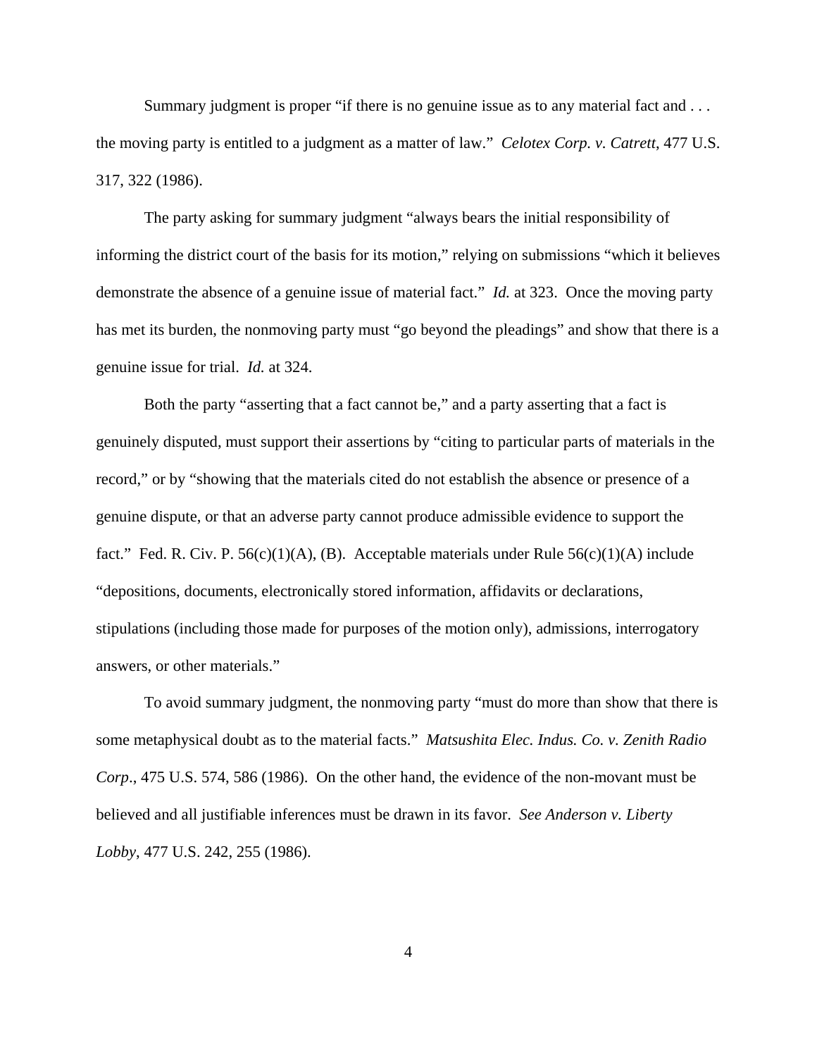Summary judgment is proper "if there is no genuine issue as to any material fact and . . . the moving party is entitled to a judgment as a matter of law." *Celotex Corp. v. Catrett*, 477 U.S. 317, 322 (1986).

The party asking for summary judgment "always bears the initial responsibility of informing the district court of the basis for its motion," relying on submissions "which it believes demonstrate the absence of a genuine issue of material fact." *Id.* at 323. Once the moving party has met its burden, the nonmoving party must "go beyond the pleadings" and show that there is a genuine issue for trial. *Id.* at 324.

Both the party "asserting that a fact cannot be," and a party asserting that a fact is genuinely disputed, must support their assertions by "citing to particular parts of materials in the record," or by "showing that the materials cited do not establish the absence or presence of a genuine dispute, or that an adverse party cannot produce admissible evidence to support the fact." Fed. R. Civ. P. 56(c)(1)(A), (B). Acceptable materials under Rule 56(c)(1)(A) include "depositions, documents, electronically stored information, affidavits or declarations, stipulations (including those made for purposes of the motion only), admissions, interrogatory answers, or other materials."

To avoid summary judgment, the nonmoving party "must do more than show that there is some metaphysical doubt as to the material facts." *Matsushita Elec. Indus. Co. v. Zenith Radio Corp*., 475 U.S. 574, 586 (1986). On the other hand, the evidence of the non-movant must be believed and all justifiable inferences must be drawn in its favor. *See Anderson v. Liberty Lobby*, 477 U.S. 242, 255 (1986).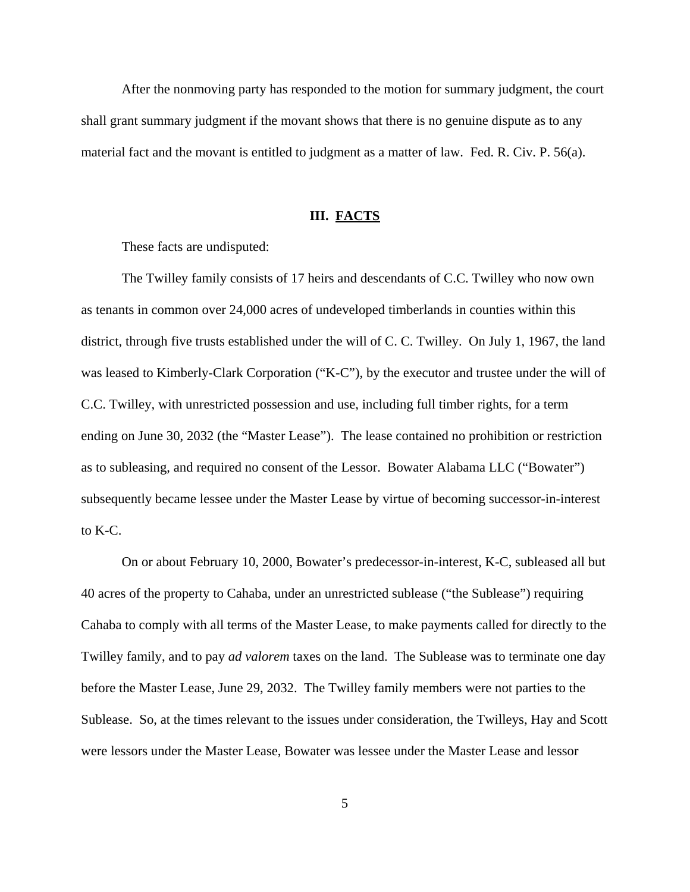After the nonmoving party has responded to the motion for summary judgment, the court shall grant summary judgment if the movant shows that there is no genuine dispute as to any material fact and the movant is entitled to judgment as a matter of law. Fed. R. Civ. P. 56(a).

## III. FACTS

These facts are undisputed:

The Twilley family consists of 17 heirs and descendants of C.C. Twilley who now own as tenants in common over 24,000 acres of undeveloped timberlands in counties within this district, through five trusts established under the will of C. C. Twilley. On July 1, 1967, the land was leased to Kimberly-Clark Corporation ("K-C"), by the executor and trustee under the will of C.C. Twilley, with unrestricted possession and use, including full timber rights, for a term ending on June 30, 2032 (the "Master Lease"). The lease contained no prohibition or restriction as to subleasing, and required no consent of the Lessor. Bowater Alabama LLC ("Bowater") subsequently became lessee under the Master Lease by virtue of becoming successor-in-interest to K-C.

On or about February 10, 2000, Bowater's predecessor-in-interest, K-C, subleased all but 40 acres of the property to Cahaba, under an unrestricted sublease ("the Sublease") requiring Cahaba to comply with all terms of the Master Lease, to make payments called for directly to the Twilley family, and to pay *ad valorem* taxes on the land. The Sublease was to terminate one day before the Master Lease, June 29, 2032. The Twilley family members were not parties to the Sublease. So, at the times relevant to the issues under consideration, the Twilleys, Hay and Scott were lessors under the Master Lease, Bowater was lessee under the Master Lease and lessor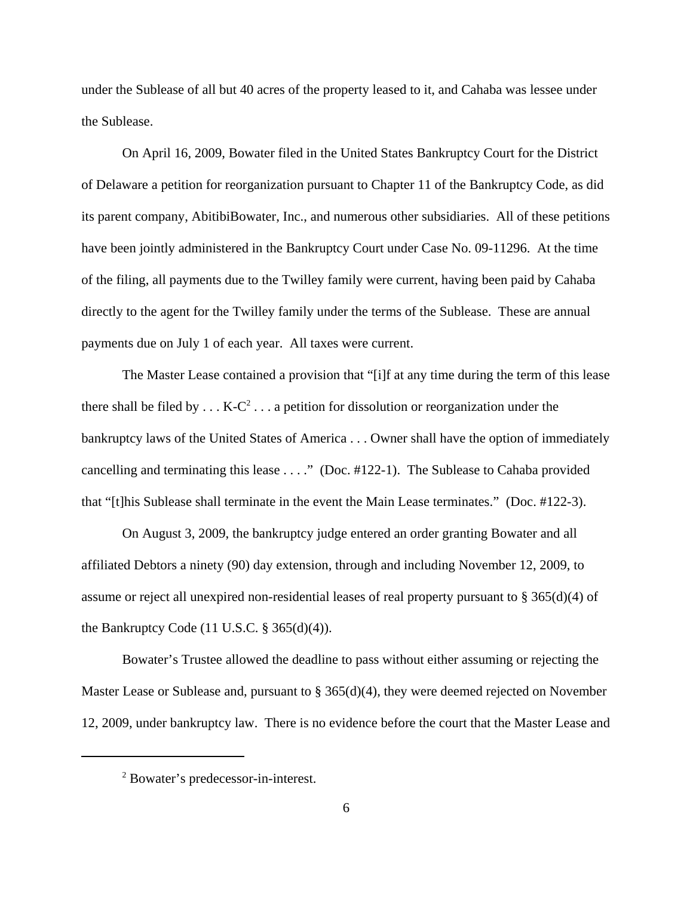under the Sublease of all but 40 acres of the property leased to it, and Cahaba was lessee under the Sublease.

On April 16, 2009, Bowater filed in the United States Bankruptcy Court for the District of Delaware a petition for reorganization pursuant to Chapter 11 of the Bankruptcy Code, as did its parent company, AbitibiBowater, Inc., and numerous other subsidiaries. All of these petitions have been jointly administered in the Bankruptcy Court under Case No. 09-11296. At the time of the filing, all payments due to the Twilley family were current, having been paid by Cahaba directly to the agent for the Twilley family under the terms of the Sublease. These are annual payments due on July 1 of each year. All taxes were current.

The Master Lease contained a provision that "[i]f at any time during the term of this lease there shall be filed by . . . K-C[2] . . . a petition for dissolution or reorganization under the bankruptcy laws of the United States of America . . . Owner shall have the option of immediately cancelling and terminating this lease . . . ." (Doc. #122-1). The Sublease to Cahaba provided that "[t]his Sublease shall terminate in the event the Main Lease terminates." (Doc. #122-3).

On August 3, 2009, the bankruptcy judge entered an order granting Bowater and all affiliated Debtors a ninety (90) day extension, through and including November 12, 2009, to assume or reject all unexpired non-residential leases of real property pursuant to § 365(d)(4) of the Bankruptcy Code (11 U.S.C. § 365(d)(4)).

Bowater's Trustee allowed the deadline to pass without either assuming or rejecting the Master Lease or Sublease and, pursuant to § 365(d)(4), they were deemed rejected on November 12, 2009, under bankruptcy law. There is no evidence before the court that the Master Lease and

[2] Bowater's predecessor-in-interest.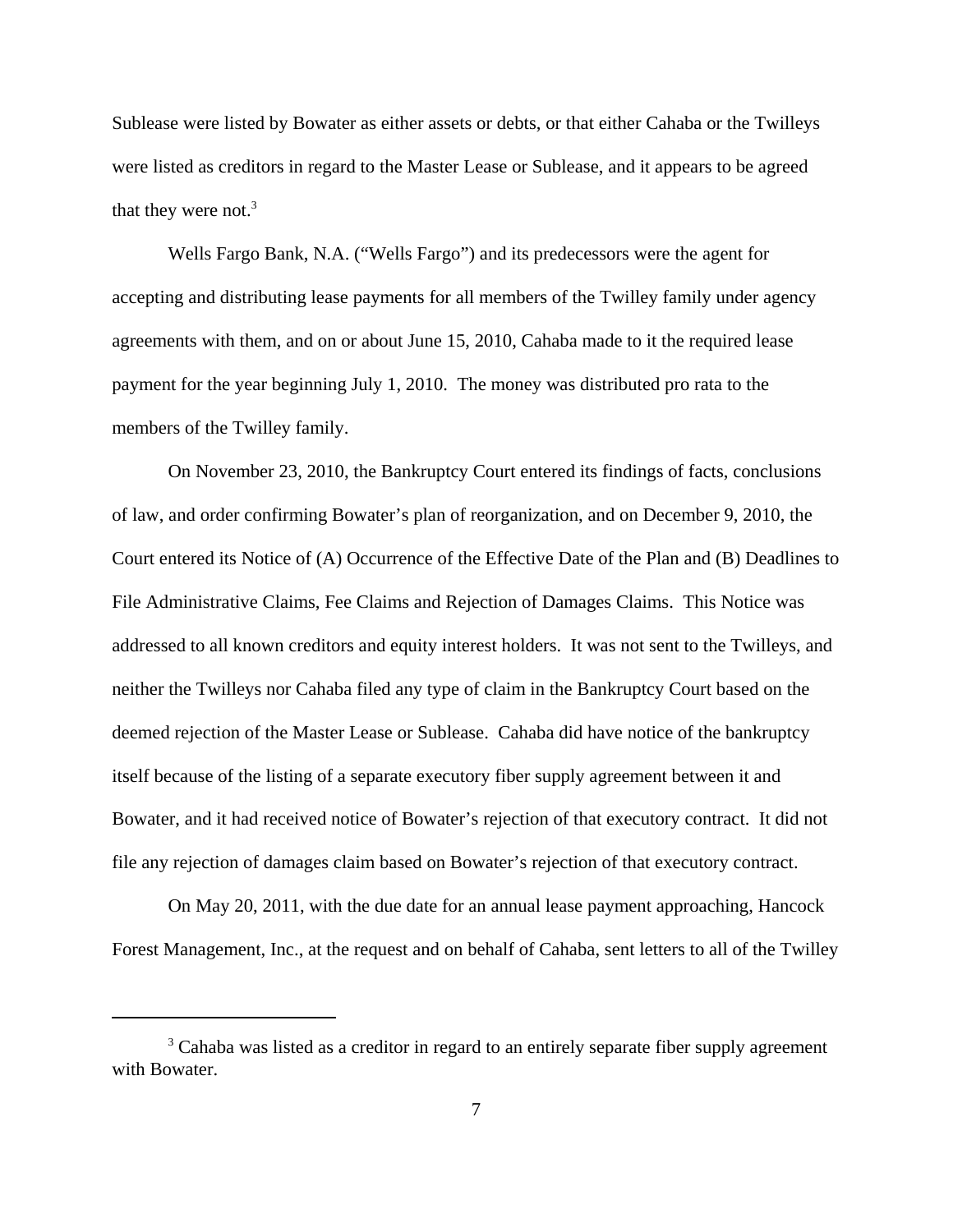Sublease were listed by Bowater as either assets or debts, or that either Cahaba or the Twilleys were listed as creditors in regard to the Master Lease or Sublease, and it appears to be agreed that they were not.[3]

Wells Fargo Bank, N.A. ("Wells Fargo") and its predecessors were the agent for accepting and distributing lease payments for all members of the Twilley family under agency agreements with them, and on or about June 15, 2010, Cahaba made to it the required lease payment for the year beginning July 1, 2010. The money was distributed pro rata to the members of the Twilley family.

On November 23, 2010, the Bankruptcy Court entered its findings of facts, conclusions of law, and order confirming Bowater's plan of reorganization, and on December 9, 2010, the Court entered its Notice of (A) Occurrence of the Effective Date of the Plan and (B) Deadlines to File Administrative Claims, Fee Claims and Rejection of Damages Claims. This Notice was addressed to all known creditors and equity interest holders. It was not sent to the Twilleys, and neither the Twilleys nor Cahaba filed any type of claim in the Bankruptcy Court based on the deemed rejection of the Master Lease or Sublease. Cahaba did have notice of the bankruptcy itself because of the listing of a separate executory fiber supply agreement between it and Bowater, and it had received notice of Bowater's rejection of that executory contract. It did not file any rejection of damages claim based on Bowater's rejection of that executory contract.

On May 20, 2011, with the due date for an annual lease payment approaching, Hancock Forest Management, Inc., at the request and on behalf of Cahaba, sent letters to all of the Twilley

[3] Cahaba was listed as a creditor in regard to an entirely separate fiber supply agreement with Bowater.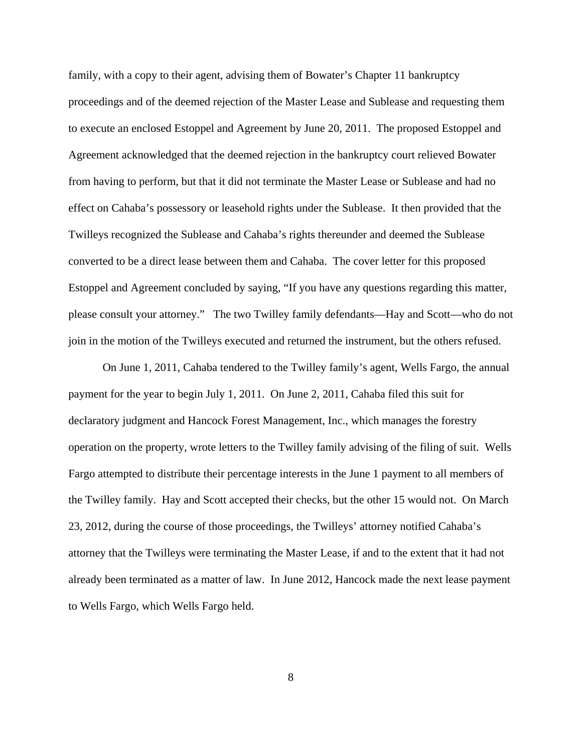family, with a copy to their agent, advising them of Bowater's Chapter 11 bankruptcy proceedings and of the deemed rejection of the Master Lease and Sublease and requesting them to execute an enclosed Estoppel and Agreement by June 20, 2011. The proposed Estoppel and Agreement acknowledged that the deemed rejection in the bankruptcy court relieved Bowater from having to perform, but that it did not terminate the Master Lease or Sublease and had no effect on Cahaba's possessory or leasehold rights under the Sublease. It then provided that the Twilleys recognized the Sublease and Cahaba's rights thereunder and deemed the Sublease converted to be a direct lease between them and Cahaba. The cover letter for this proposed Estoppel and Agreement concluded by saying, "If you have any questions regarding this matter, please consult your attorney." The two Twilley family defendants—Hay and Scott—who do not join in the motion of the Twilleys executed and returned the instrument, but the others refused.

On June 1, 2011, Cahaba tendered to the Twilley family's agent, Wells Fargo, the annual payment for the year to begin July 1, 2011. On June 2, 2011, Cahaba filed this suit for declaratory judgment and Hancock Forest Management, Inc., which manages the forestry operation on the property, wrote letters to the Twilley family advising of the filing of suit. Wells Fargo attempted to distribute their percentage interests in the June 1 payment to all members of the Twilley family. Hay and Scott accepted their checks, but the other 15 would not. On March 23, 2012, during the course of those proceedings, the Twilleys' attorney notified Cahaba's attorney that the Twilleys were terminating the Master Lease, if and to the extent that it had not already been terminated as a matter of law. In June 2012, Hancock made the next lease payment to Wells Fargo, which Wells Fargo held.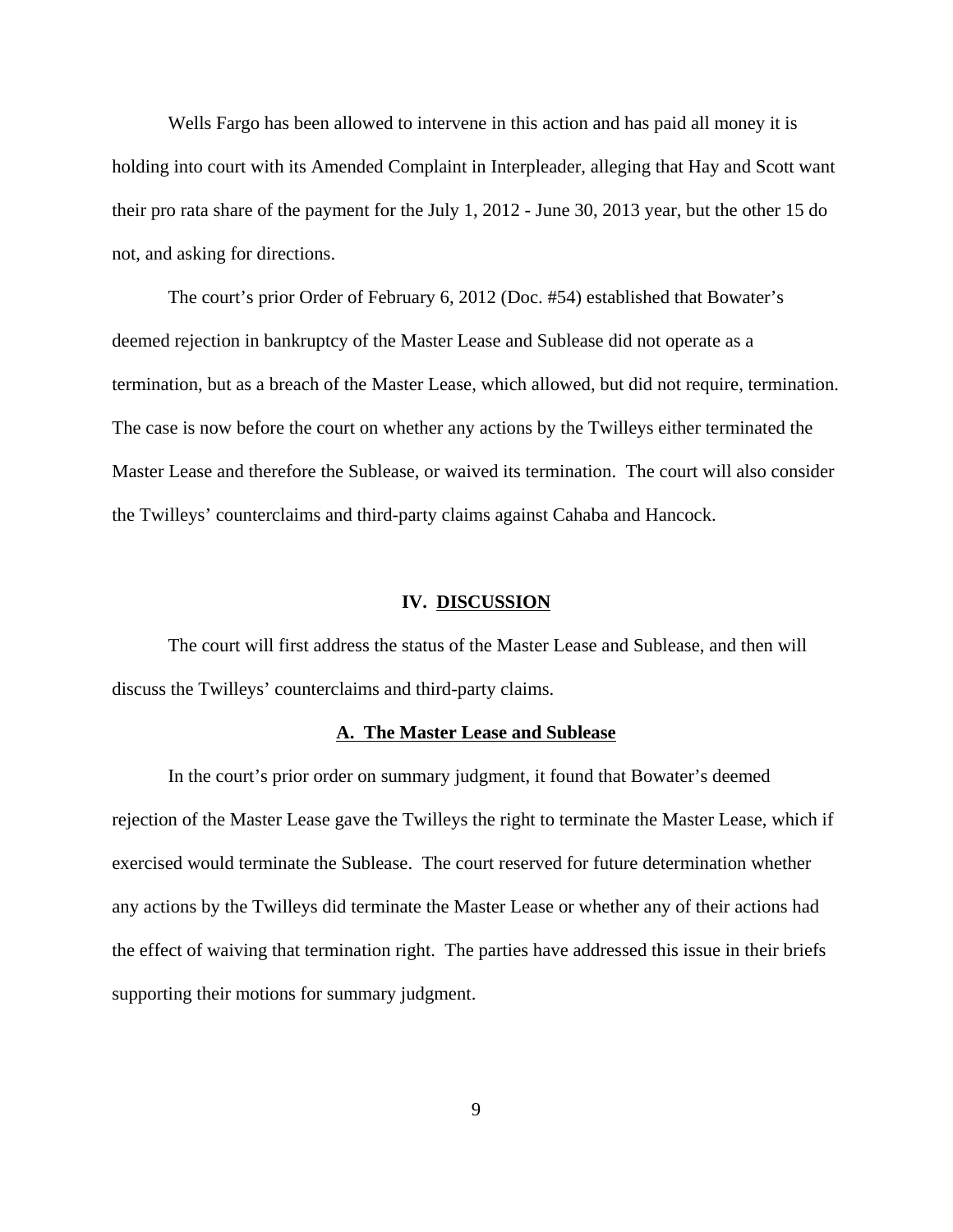Wells Fargo has been allowed to intervene in this action and has paid all money it is holding into court with its Amended Complaint in Interpleader, alleging that Hay and Scott want their pro rata share of the payment for the July 1, 2012 - June 30, 2013 year, but the other 15 do not, and asking for directions.

The court's prior Order of February 6, 2012 (Doc. #54) established that Bowater's deemed rejection in bankruptcy of the Master Lease and Sublease did not operate as a termination, but as a breach of the Master Lease, which allowed, but did not require, termination. The case is now before the court on whether any actions by the Twilleys either terminated the Master Lease and therefore the Sublease, or waived its termination. The court will also consider the Twilleys' counterclaims and third-party claims against Cahaba and Hancock.

## IV. DISCUSSION

The court will first address the status of the Master Lease and Sublease, and then will discuss the Twilleys' counterclaims and third-party claims.

### A. The Master Lease and Sublease

In the court's prior order on summary judgment, it found that Bowater's deemed rejection of the Master Lease gave the Twilleys the right to terminate the Master Lease, which if exercised would terminate the Sublease. The court reserved for future determination whether any actions by the Twilleys did terminate the Master Lease or whether any of their actions had the effect of waiving that termination right. The parties have addressed this issue in their briefs supporting their motions for summary judgment.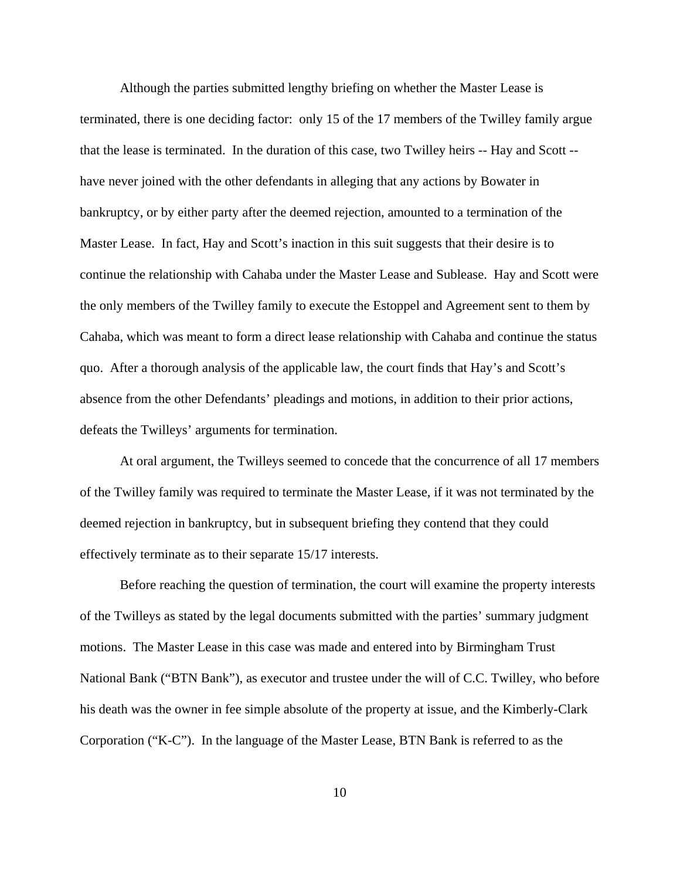Although the parties submitted lengthy briefing on whether the Master Lease is terminated, there is one deciding factor: only 15 of the 17 members of the Twilley family argue that the lease is terminated. In the duration of this case, two Twilley heirs -- Hay and Scott -- have never joined with the other defendants in alleging that any actions by Bowater in bankruptcy, or by either party after the deemed rejection, amounted to a termination of the Master Lease. In fact, Hay and Scott's inaction in this suit suggests that their desire is to continue the relationship with Cahaba under the Master Lease and Sublease. Hay and Scott were the only members of the Twilley family to execute the Estoppel and Agreement sent to them by Cahaba, which was meant to form a direct lease relationship with Cahaba and continue the status quo. After a thorough analysis of the applicable law, the court finds that Hay's and Scott's absence from the other Defendants' pleadings and motions, in addition to their prior actions, defeats the Twilleys' arguments for termination.

At oral argument, the Twilleys seemed to concede that the concurrence of all 17 members of the Twilley family was required to terminate the Master Lease, if it was not terminated by the deemed rejection in bankruptcy, but in subsequent briefing they contend that they could effectively terminate as to their separate 15/17 interests.

Before reaching the question of termination, the court will examine the property interests of the Twilleys as stated by the legal documents submitted with the parties' summary judgment motions. The Master Lease in this case was made and entered into by Birmingham Trust National Bank ("BTN Bank"), as executor and trustee under the will of C.C. Twilley, who before his death was the owner in fee simple absolute of the property at issue, and the Kimberly-Clark Corporation ("K-C"). In the language of the Master Lease, BTN Bank is referred to as the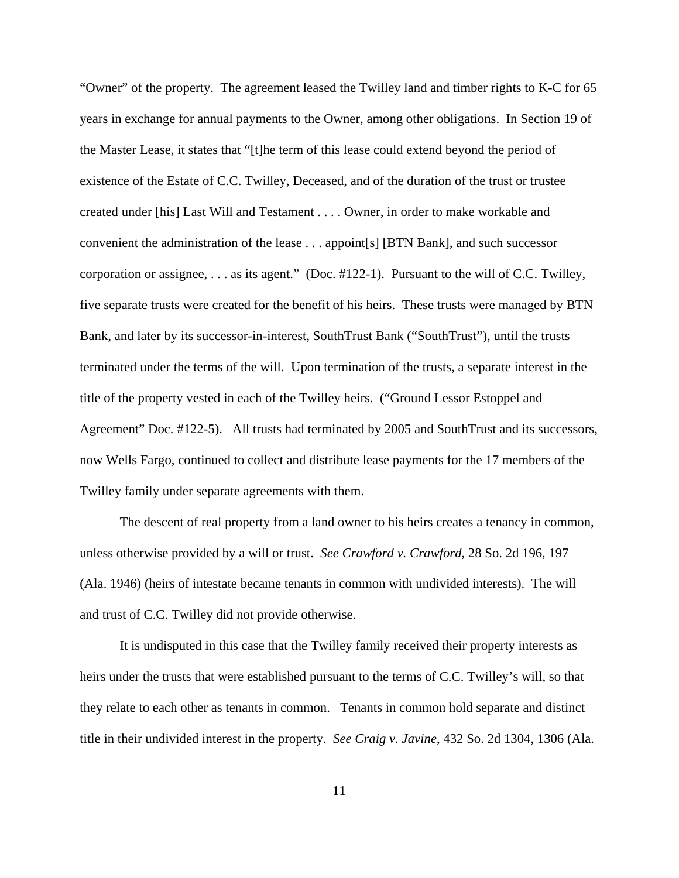"Owner" of the property. The agreement leased the Twilley land and timber rights to K-C for 65 years in exchange for annual payments to the Owner, among other obligations. In Section 19 of the Master Lease, it states that "[t]he term of this lease could extend beyond the period of existence of the Estate of C.C. Twilley, Deceased, and of the duration of the trust or trustee created under [his] Last Will and Testament . . . . Owner, in order to make workable and convenient the administration of the lease . . . appoint[s] [BTN Bank], and such successor corporation or assignee, . . . as its agent." (Doc. #122-1). Pursuant to the will of C.C. Twilley, five separate trusts were created for the benefit of his heirs. These trusts were managed by BTN Bank, and later by its successor-in-interest, SouthTrust Bank ("SouthTrust"), until the trusts terminated under the terms of the will. Upon termination of the trusts, a separate interest in the title of the property vested in each of the Twilley heirs. ("Ground Lessor Estoppel and Agreement" Doc. #122-5). All trusts had terminated by 2005 and SouthTrust and its successors, now Wells Fargo, continued to collect and distribute lease payments for the 17 members of the Twilley family under separate agreements with them.

The descent of real property from a land owner to his heirs creates a tenancy in common, unless otherwise provided by a will or trust. *See Crawford v. Crawford*, 28 So. 2d 196, 197 (Ala. 1946) (heirs of intestate became tenants in common with undivided interests). The will and trust of C.C. Twilley did not provide otherwise.

It is undisputed in this case that the Twilley family received their property interests as heirs under the trusts that were established pursuant to the terms of C.C. Twilley's will, so that they relate to each other as tenants in common. Tenants in common hold separate and distinct title in their undivided interest in the property. *See Craig v. Javine*, 432 So. 2d 1304, 1306 (Ala.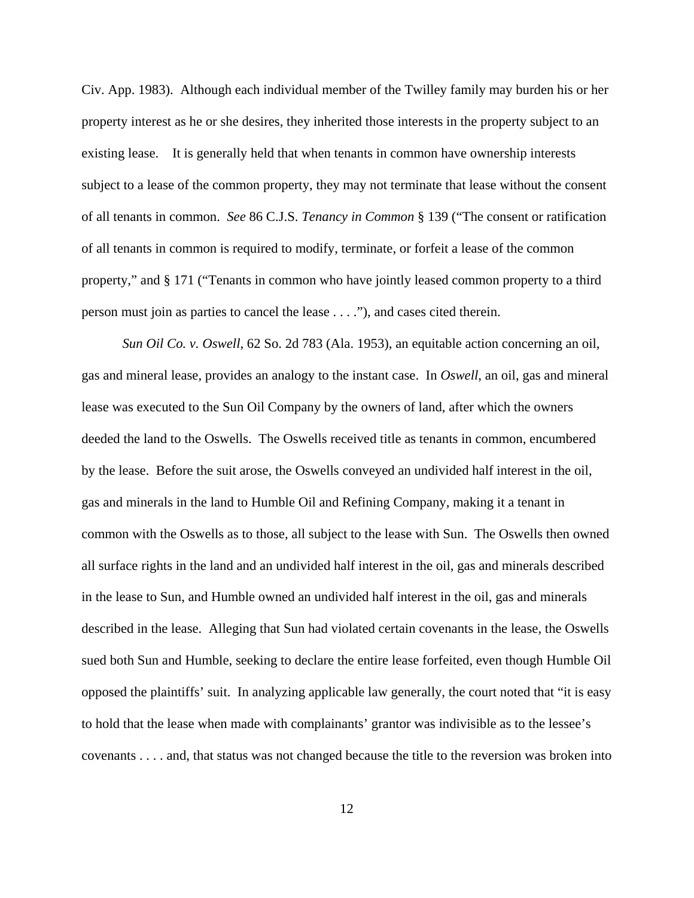Civ. App. 1983). Although each individual member of the Twilley family may burden his or her property interest as he or she desires, they inherited those interests in the property subject to an existing lease. It is generally held that when tenants in common have ownership interests subject to a lease of the common property, they may not terminate that lease without the consent of all tenants in common. *See* 86 C.J.S. *Tenancy in Common* § 139 ("The consent or ratification of all tenants in common is required to modify, terminate, or forfeit a lease of the common property," and § 171 ("Tenants in common who have jointly leased common property to a third person must join as parties to cancel the lease . . . ."), and cases cited therein.

*Sun Oil Co. v. Oswell*, 62 So. 2d 783 (Ala. 1953), an equitable action concerning an oil, gas and mineral lease, provides an analogy to the instant case. In *Oswell*, an oil, gas and mineral lease was executed to the Sun Oil Company by the owners of land, after which the owners deeded the land to the Oswells. The Oswells received title as tenants in common, encumbered by the lease. Before the suit arose, the Oswells conveyed an undivided half interest in the oil, gas and minerals in the land to Humble Oil and Refining Company, making it a tenant in common with the Oswells as to those, all subject to the lease with Sun. The Oswells then owned all surface rights in the land and an undivided half interest in the oil, gas and minerals described in the lease to Sun, and Humble owned an undivided half interest in the oil, gas and minerals described in the lease. Alleging that Sun had violated certain covenants in the lease, the Oswells sued both Sun and Humble, seeking to declare the entire lease forfeited, even though Humble Oil opposed the plaintiffs' suit. In analyzing applicable law generally, the court noted that "it is easy to hold that the lease when made with complainants' grantor was indivisible as to the lessee's covenants . . . . and, that status was not changed because the title to the reversion was broken into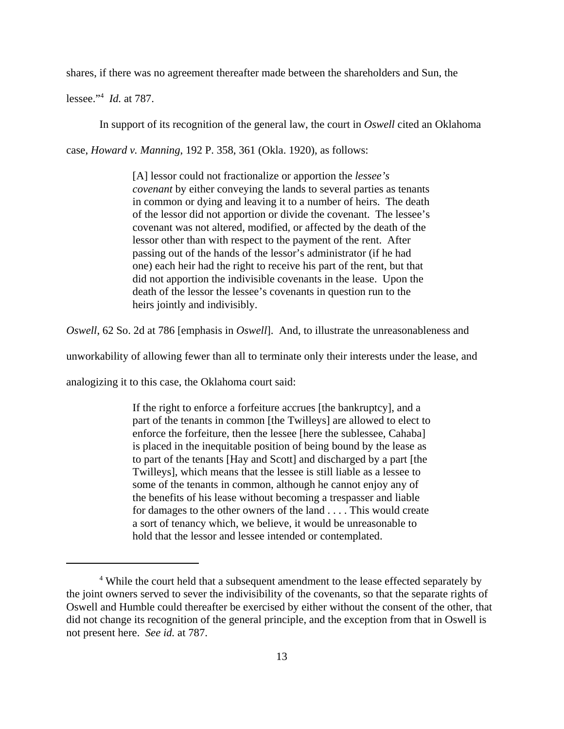shares, if there was no agreement thereafter made between the shareholders and Sun, the lessee."[4] *Id.* at 787.

In support of its recognition of the general law, the court in *Oswell* cited an Oklahoma case, *Howard v. Manning*, 192 P. 358, 361 (Okla. 1920), as follows:

> [A] lessor could not fractionalize or apportion the *lessee's covenant* by either conveying the lands to several parties as tenants in common or dying and leaving it to a number of heirs. The death of the lessor did not apportion or divide the covenant. The lessee's covenant was not altered, modified, or affected by the death of the lessor other than with respect to the payment of the rent. After passing out of the hands of the lessor's administrator (if he had one) each heir had the right to receive his part of the rent, but that did not apportion the indivisible covenants in the lease. Upon the death of the lessor the lessee's covenants in question run to the heirs jointly and indivisibly.

*Oswell*, 62 So. 2d at 786 [emphasis in *Oswell*]. And, to illustrate the unreasonableness and unworkability of allowing fewer than all to terminate only their interests under the lease, and analogizing it to this case, the Oklahoma court said:

> If the right to enforce a forfeiture accrues [the bankruptcy], and a part of the tenants in common [the Twilleys] are allowed to elect to enforce the forfeiture, then the lessee [here the sublessee, Cahaba] is placed in the inequitable position of being bound by the lease as to part of the tenants [Hay and Scott] and discharged by a part [the Twilleys], which means that the lessee is still liable as a lessee to some of the tenants in common, although he cannot enjoy any of the benefits of his lease without becoming a trespasser and liable for damages to the other owners of the land . . . . This would create a sort of tenancy which, we believe, it would be unreasonable to hold that the lessor and lessee intended or contemplated.

---

[4] While the court held that a subsequent amendment to the lease effected separately by the joint owners served to sever the indivisibility of the covenants, so that the separate rights of Oswell and Humble could thereafter be exercised by either without the consent of the other, that did not change its recognition of the general principle, and the exception from that in Oswell is not present here. *See id.* at 787.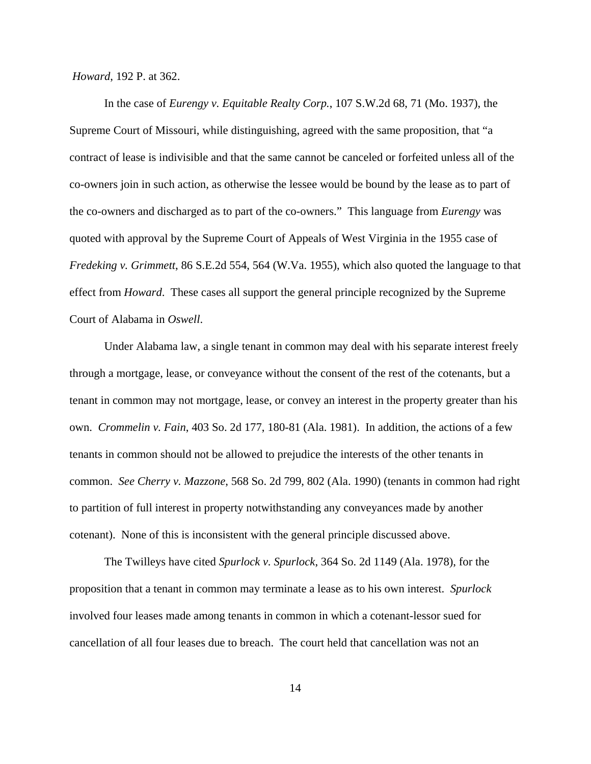*Howard*, 192 P. at 362.

In the case of *Eurengy v. Equitable Realty Corp.*, 107 S.W.2d 68, 71 (Mo. 1937), the Supreme Court of Missouri, while distinguishing, agreed with the same proposition, that "a contract of lease is indivisible and that the same cannot be canceled or forfeited unless all of the co-owners join in such action, as otherwise the lessee would be bound by the lease as to part of the co-owners and discharged as to part of the co-owners." This language from *Eurengy* was quoted with approval by the Supreme Court of Appeals of West Virginia in the 1955 case of *Fredeking v. Grimmett*, 86 S.E.2d 554, 564 (W.Va. 1955), which also quoted the language to that effect from *Howard*. These cases all support the general principle recognized by the Supreme Court of Alabama in *Oswell*.

Under Alabama law, a single tenant in common may deal with his separate interest freely through a mortgage, lease, or conveyance without the consent of the rest of the cotenants, but a tenant in common may not mortgage, lease, or convey an interest in the property greater than his own. *Crommelin v. Fain*, 403 So. 2d 177, 180-81 (Ala. 1981). In addition, the actions of a few tenants in common should not be allowed to prejudice the interests of the other tenants in common. *See Cherry v. Mazzone*, 568 So. 2d 799, 802 (Ala. 1990) (tenants in common had right to partition of full interest in property notwithstanding any conveyances made by another cotenant). None of this is inconsistent with the general principle discussed above.

The Twilleys have cited *Spurlock v. Spurlock*, 364 So. 2d 1149 (Ala. 1978), for the proposition that a tenant in common may terminate a lease as to his own interest. *Spurlock* involved four leases made among tenants in common in which a cotenant-lessor sued for cancellation of all four leases due to breach. The court held that cancellation was not an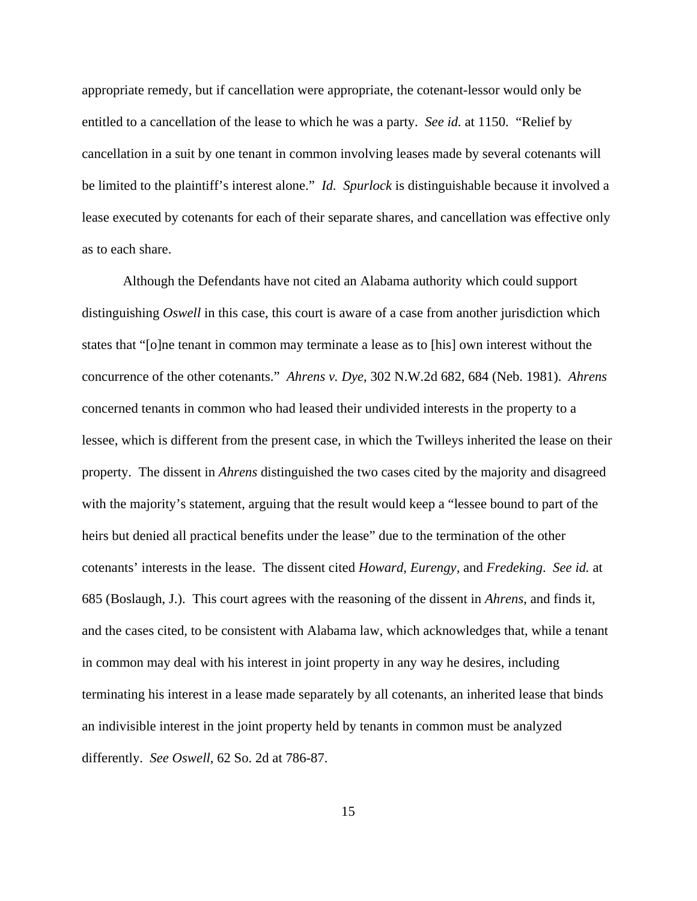appropriate remedy, but if cancellation were appropriate, the cotenant-lessor would only be entitled to a cancellation of the lease to which he was a party. *See id.* at 1150. "Relief by cancellation in a suit by one tenant in common involving leases made by several cotenants will be limited to the plaintiff's interest alone." *Id. Spurlock* is distinguishable because it involved a lease executed by cotenants for each of their separate shares, and cancellation was effective only as to each share.

Although the Defendants have not cited an Alabama authority which could support distinguishing *Oswell* in this case, this court is aware of a case from another jurisdiction which states that "[o]ne tenant in common may terminate a lease as to [his] own interest without the concurrence of the other cotenants." *Ahrens v. Dye*, 302 N.W.2d 682, 684 (Neb. 1981). *Ahrens* concerned tenants in common who had leased their undivided interests in the property to a lessee, which is different from the present case, in which the Twilleys inherited the lease on their property. The dissent in *Ahrens* distinguished the two cases cited by the majority and disagreed with the majority's statement, arguing that the result would keep a "lessee bound to part of the heirs but denied all practical benefits under the lease" due to the termination of the other cotenants' interests in the lease. The dissent cited *Howard*, *Eurengy*, and *Fredeking*. *See id.* at 685 (Boslaugh, J.). This court agrees with the reasoning of the dissent in *Ahrens*, and finds it, and the cases cited, to be consistent with Alabama law, which acknowledges that, while a tenant in common may deal with his interest in joint property in any way he desires, including terminating his interest in a lease made separately by all cotenants, an inherited lease that binds an indivisible interest in the joint property held by tenants in common must be analyzed differently. *See Oswell*, 62 So. 2d at 786-87.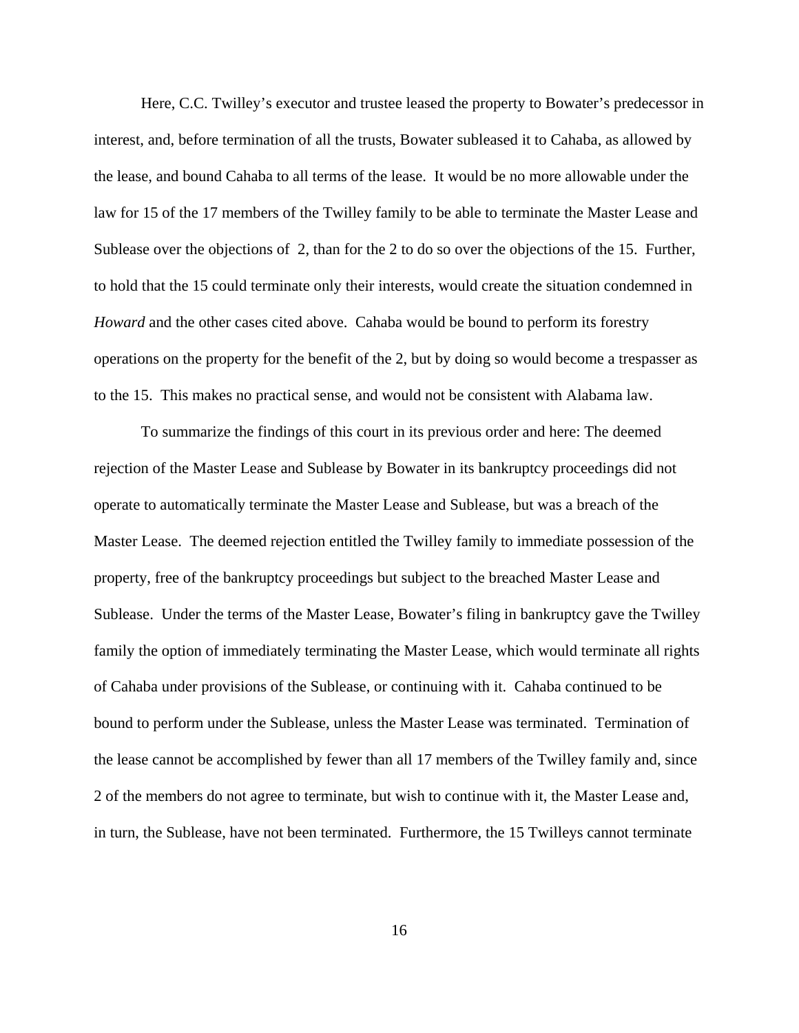Here, C.C. Twilley's executor and trustee leased the property to Bowater's predecessor in interest, and, before termination of all the trusts, Bowater subleased it to Cahaba, as allowed by the lease, and bound Cahaba to all terms of the lease. It would be no more allowable under the law for 15 of the 17 members of the Twilley family to be able to terminate the Master Lease and Sublease over the objections of 2, than for the 2 to do so over the objections of the 15. Further, to hold that the 15 could terminate only their interests, would create the situation condemned in *Howard* and the other cases cited above. Cahaba would be bound to perform its forestry operations on the property for the benefit of the 2, but by doing so would become a trespasser as to the 15. This makes no practical sense, and would not be consistent with Alabama law.

To summarize the findings of this court in its previous order and here: The deemed rejection of the Master Lease and Sublease by Bowater in its bankruptcy proceedings did not operate to automatically terminate the Master Lease and Sublease, but was a breach of the Master Lease. The deemed rejection entitled the Twilley family to immediate possession of the property, free of the bankruptcy proceedings but subject to the breached Master Lease and Sublease. Under the terms of the Master Lease, Bowater's filing in bankruptcy gave the Twilley family the option of immediately terminating the Master Lease, which would terminate all rights of Cahaba under provisions of the Sublease, or continuing with it. Cahaba continued to be bound to perform under the Sublease, unless the Master Lease was terminated. Termination of the lease cannot be accomplished by fewer than all 17 members of the Twilley family and, since 2 of the members do not agree to terminate, but wish to continue with it, the Master Lease and, in turn, the Sublease, have not been terminated. Furthermore, the 15 Twilleys cannot terminate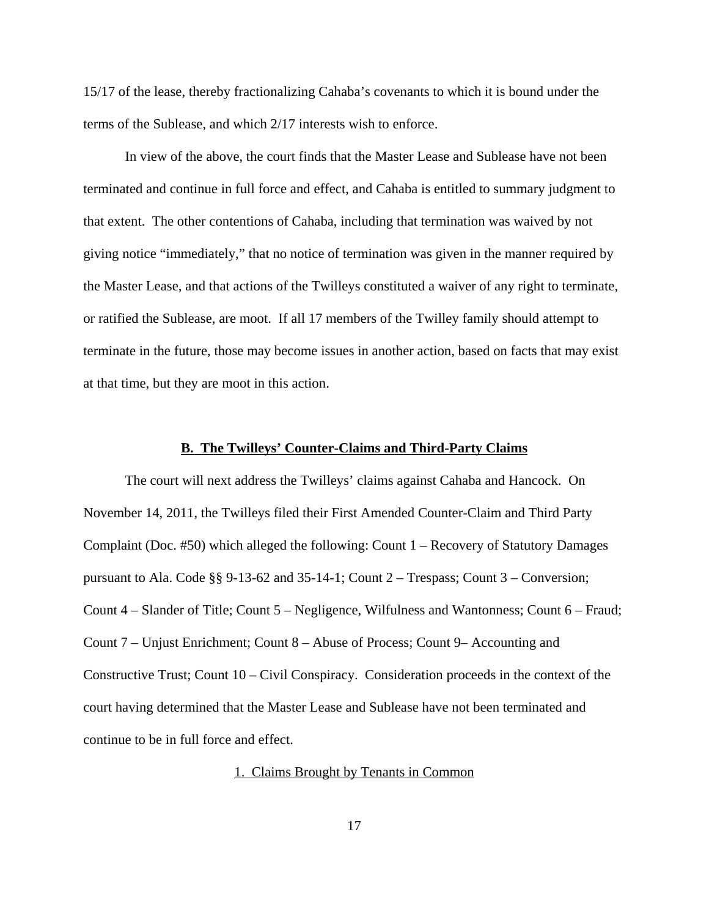15/17 of the lease, thereby fractionalizing Cahaba's covenants to which it is bound under the terms of the Sublease, and which 2/17 interests wish to enforce.

In view of the above, the court finds that the Master Lease and Sublease have not been terminated and continue in full force and effect, and Cahaba is entitled to summary judgment to that extent. The other contentions of Cahaba, including that termination was waived by not giving notice "immediately," that no notice of termination was given in the manner required by the Master Lease, and that actions of the Twilleys constituted a waiver of any right to terminate, or ratified the Sublease, are moot. If all 17 members of the Twilley family should attempt to terminate in the future, those may become issues in another action, based on facts that may exist at that time, but they are moot in this action.

## B. The Twilleys' Counter-Claims and Third-Party Claims

The court will next address the Twilleys' claims against Cahaba and Hancock. On November 14, 2011, the Twilleys filed their First Amended Counter-Claim and Third Party Complaint (Doc. #50) which alleged the following: Count 1 – Recovery of Statutory Damages pursuant to Ala. Code §§ 9-13-62 and 35-14-1; Count 2 – Trespass; Count 3 – Conversion; Count 4 – Slander of Title; Count 5 – Negligence, Wilfulness and Wantonness; Count 6 – Fraud; Count 7 – Unjust Enrichment; Count 8 – Abuse of Process; Count 9– Accounting and Constructive Trust; Count 10 – Civil Conspiracy. Consideration proceeds in the context of the court having determined that the Master Lease and Sublease have not been terminated and continue to be in full force and effect.

### 1. Claims Brought by Tenants in Common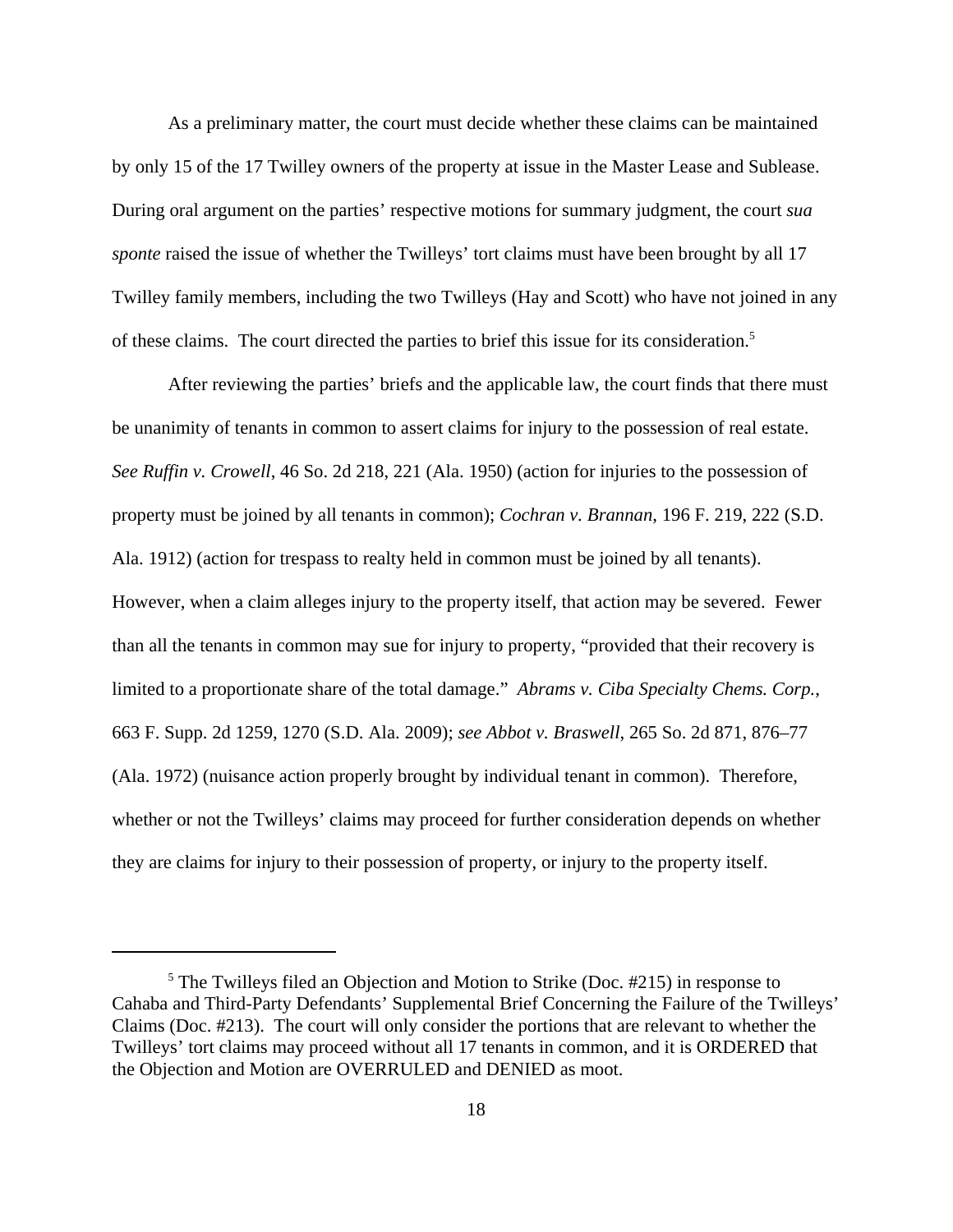As a preliminary matter, the court must decide whether these claims can be maintained by only 15 of the 17 Twilley owners of the property at issue in the Master Lease and Sublease. During oral argument on the parties' respective motions for summary judgment, the court *sua sponte* raised the issue of whether the Twilleys' tort claims must have been brought by all 17 Twilley family members, including the two Twilleys (Hay and Scott) who have not joined in any of these claims. The court directed the parties to brief this issue for its consideration.[5]

After reviewing the parties' briefs and the applicable law, the court finds that there must be unanimity of tenants in common to assert claims for injury to the possession of real estate. *See Ruffin v. Crowell*, 46 So. 2d 218, 221 (Ala. 1950) (action for injuries to the possession of property must be joined by all tenants in common); *Cochran v. Brannan*, 196 F. 219, 222 (S.D. Ala. 1912) (action for trespass to realty held in common must be joined by all tenants). However, when a claim alleges injury to the property itself, that action may be severed. Fewer than all the tenants in common may sue for injury to property, "provided that their recovery is limited to a proportionate share of the total damage." *Abrams v. Ciba Specialty Chems. Corp.*, 663 F. Supp. 2d 1259, 1270 (S.D. Ala. 2009); *see Abbot v. Braswell*, 265 So. 2d 871, 876–77 (Ala. 1972) (nuisance action properly brought by individual tenant in common). Therefore, whether or not the Twilleys' claims may proceed for further consideration depends on whether they are claims for injury to their possession of property, or injury to the property itself.

---

[5] The Twilleys filed an Objection and Motion to Strike (Doc. #215) in response to Cahaba and Third-Party Defendants' Supplemental Brief Concerning the Failure of the Twilleys' Claims (Doc. #213). The court will only consider the portions that are relevant to whether the Twilleys' tort claims may proceed without all 17 tenants in common, and it is ORDERED that the Objection and Motion are OVERRULED and DENIED as moot.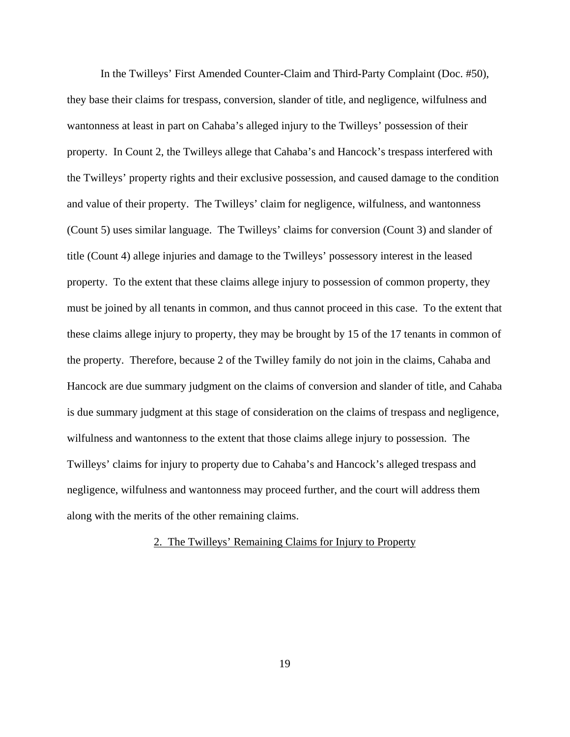In the Twilleys' First Amended Counter-Claim and Third-Party Complaint (Doc. #50), they base their claims for trespass, conversion, slander of title, and negligence, wilfulness and wantonness at least in part on Cahaba's alleged injury to the Twilleys' possession of their property. In Count 2, the Twilleys allege that Cahaba's and Hancock's trespass interfered with the Twilleys' property rights and their exclusive possession, and caused damage to the condition and value of their property. The Twilleys' claim for negligence, wilfulness, and wantonness (Count 5) uses similar language. The Twilleys' claims for conversion (Count 3) and slander of title (Count 4) allege injuries and damage to the Twilleys' possessory interest in the leased property. To the extent that these claims allege injury to possession of common property, they must be joined by all tenants in common, and thus cannot proceed in this case. To the extent that these claims allege injury to property, they may be brought by 15 of the 17 tenants in common of the property. Therefore, because 2 of the Twilley family do not join in the claims, Cahaba and Hancock are due summary judgment on the claims of conversion and slander of title, and Cahaba is due summary judgment at this stage of consideration on the claims of trespass and negligence, wilfulness and wantonness to the extent that those claims allege injury to possession. The Twilleys' claims for injury to property due to Cahaba's and Hancock's alleged trespass and negligence, wilfulness and wantonness may proceed further, and the court will address them along with the merits of the other remaining claims.

### 2. The Twilleys' Remaining Claims for Injury to Property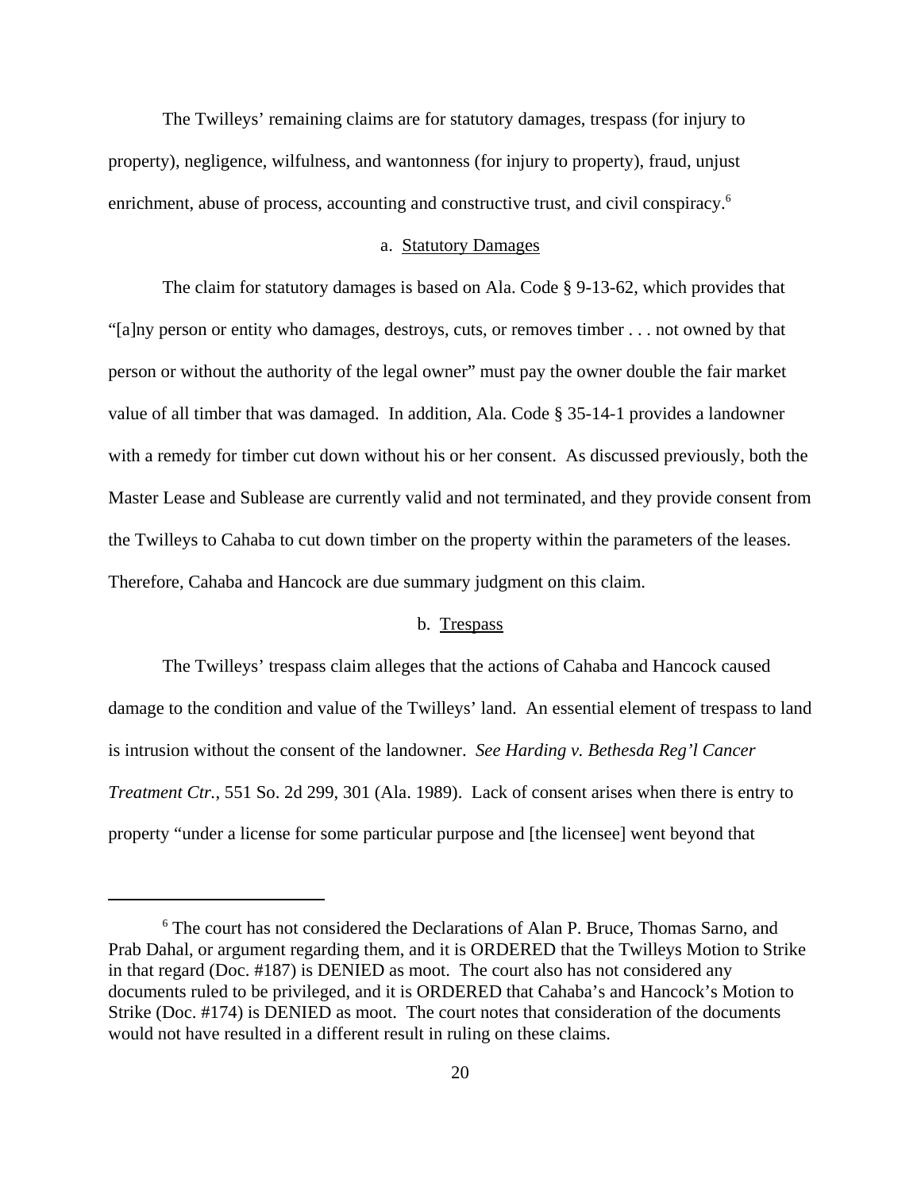The Twilleys' remaining claims are for statutory damages, trespass (for injury to property), negligence, wilfulness, and wantonness (for injury to property), fraud, unjust enrichment, abuse of process, accounting and constructive trust, and civil conspiracy.[6]

a. <u>Statutory Damages</u>

The claim for statutory damages is based on Ala. Code § 9-13-62, which provides that "[a]ny person or entity who damages, destroys, cuts, or removes timber . . . not owned by that person or without the authority of the legal owner" must pay the owner double the fair market value of all timber that was damaged. In addition, Ala. Code § 35-14-1 provides a landowner with a remedy for timber cut down without his or her consent. As discussed previously, both the Master Lease and Sublease are currently valid and not terminated, and they provide consent from the Twilleys to Cahaba to cut down timber on the property within the parameters of the leases. Therefore, Cahaba and Hancock are due summary judgment on this claim.

b. <u>Trespass</u>

The Twilleys' trespass claim alleges that the actions of Cahaba and Hancock caused damage to the condition and value of the Twilleys' land. An essential element of trespass to land is intrusion without the consent of the landowner. *See Harding v. Bethesda Reg'l Cancer Treatment Ctr.*, 551 So. 2d 299, 301 (Ala. 1989). Lack of consent arises when there is entry to property "under a license for some particular purpose and [the licensee] went beyond that

---

[6] The court has not considered the Declarations of Alan P. Bruce, Thomas Sarno, and Prab Dahal, or argument regarding them, and it is ORDERED that the Twilleys Motion to Strike in that regard (Doc. #187) is DENIED as moot. The court also has not considered any documents ruled to be privileged, and it is ORDERED that Cahaba's and Hancock's Motion to Strike (Doc. #174) is DENIED as moot. The court notes that consideration of the documents would not have resulted in a different result in ruling on these claims.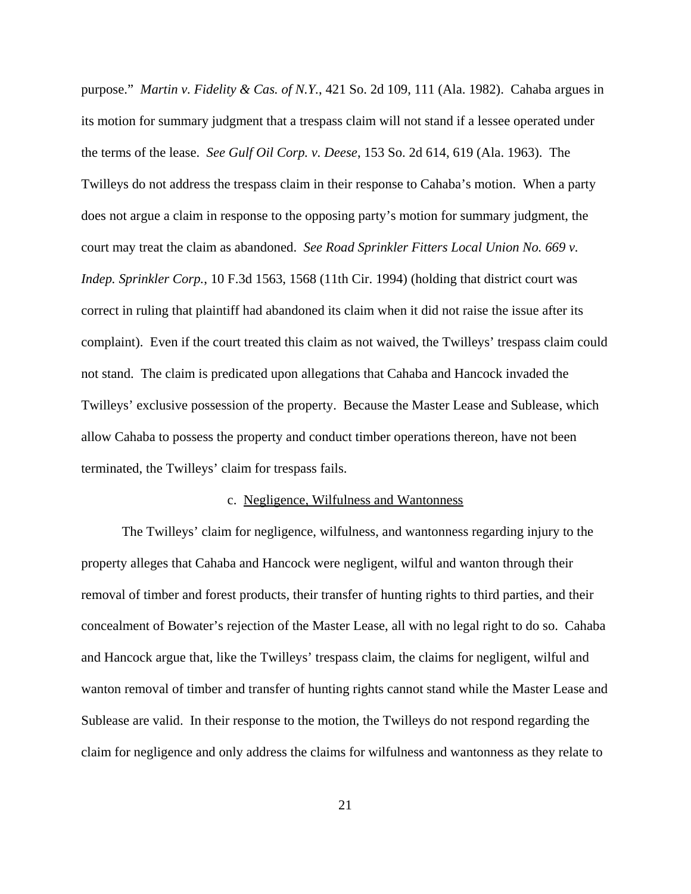purpose." *Martin v. Fidelity & Cas. of N.Y.*, 421 So. 2d 109, 111 (Ala. 1982). Cahaba argues in its motion for summary judgment that a trespass claim will not stand if a lessee operated under the terms of the lease. *See Gulf Oil Corp. v. Deese*, 153 So. 2d 614, 619 (Ala. 1963). The Twilleys do not address the trespass claim in their response to Cahaba's motion. When a party does not argue a claim in response to the opposing party's motion for summary judgment, the court may treat the claim as abandoned. *See Road Sprinkler Fitters Local Union No. 669 v. Indep. Sprinkler Corp.*, 10 F.3d 1563, 1568 (11th Cir. 1994) (holding that district court was correct in ruling that plaintiff had abandoned its claim when it did not raise the issue after its complaint). Even if the court treated this claim as not waived, the Twilleys' trespass claim could not stand. The claim is predicated upon allegations that Cahaba and Hancock invaded the Twilleys' exclusive possession of the property. Because the Master Lease and Sublease, which allow Cahaba to possess the property and conduct timber operations thereon, have not been terminated, the Twilleys' claim for trespass fails.

c. Negligence, Wilfulness and Wantonness

The Twilleys' claim for negligence, wilfulness, and wantonness regarding injury to the property alleges that Cahaba and Hancock were negligent, wilful and wanton through their removal of timber and forest products, their transfer of hunting rights to third parties, and their concealment of Bowater's rejection of the Master Lease, all with no legal right to do so. Cahaba and Hancock argue that, like the Twilleys' trespass claim, the claims for negligent, wilful and wanton removal of timber and transfer of hunting rights cannot stand while the Master Lease and Sublease are valid. In their response to the motion, the Twilleys do not respond regarding the claim for negligence and only address the claims for wilfulness and wantonness as they relate to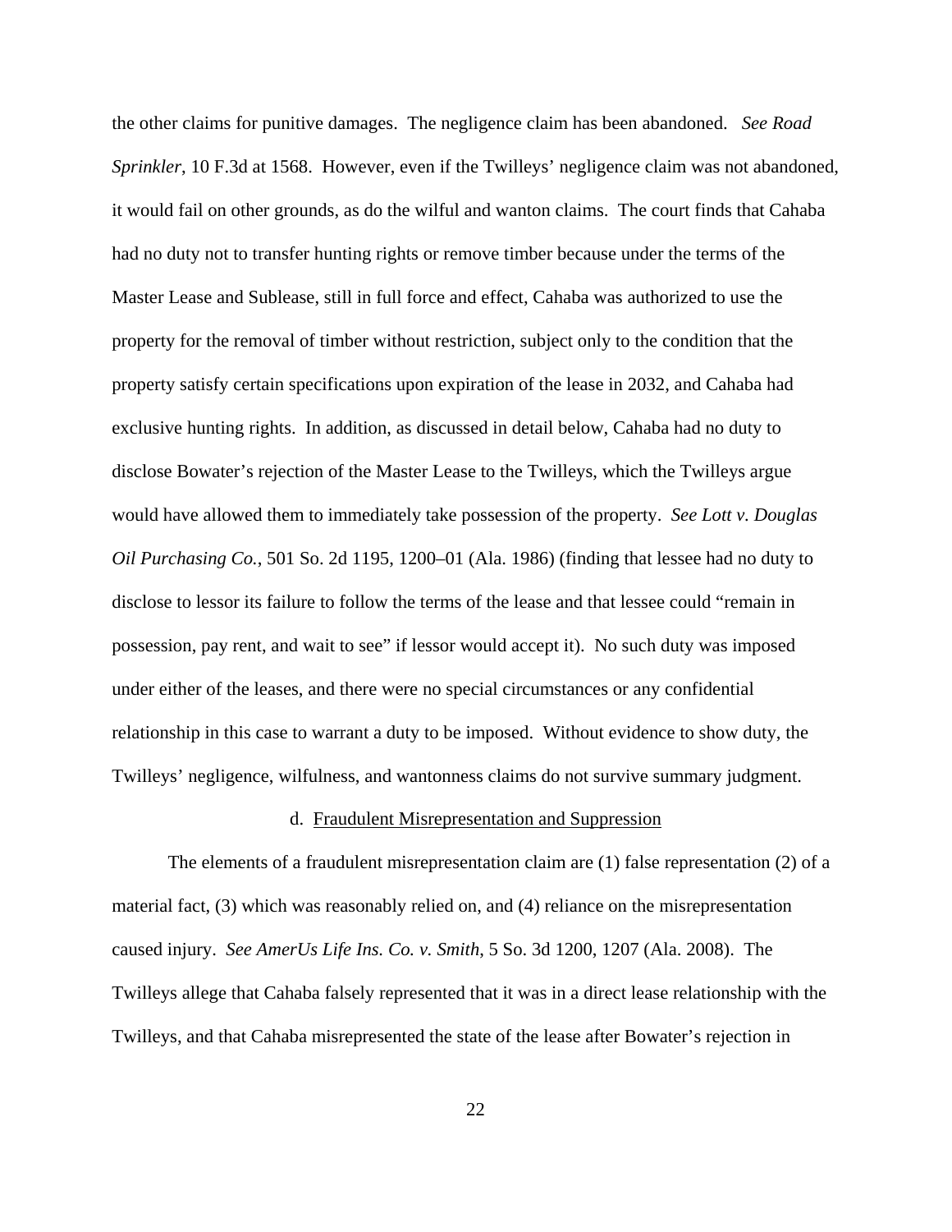the other claims for punitive damages. The negligence claim has been abandoned. *See Road Sprinkler*, 10 F.3d at 1568. However, even if the Twilleys' negligence claim was not abandoned, it would fail on other grounds, as do the wilful and wanton claims. The court finds that Cahaba had no duty not to transfer hunting rights or remove timber because under the terms of the Master Lease and Sublease, still in full force and effect, Cahaba was authorized to use the property for the removal of timber without restriction, subject only to the condition that the property satisfy certain specifications upon expiration of the lease in 2032, and Cahaba had exclusive hunting rights. In addition, as discussed in detail below, Cahaba had no duty to disclose Bowater's rejection of the Master Lease to the Twilleys, which the Twilleys argue would have allowed them to immediately take possession of the property. *See Lott v. Douglas Oil Purchasing Co.*, 501 So. 2d 1195, 1200–01 (Ala. 1986) (finding that lessee had no duty to disclose to lessor its failure to follow the terms of the lease and that lessee could "remain in possession, pay rent, and wait to see" if lessor would accept it). No such duty was imposed under either of the leases, and there were no special circumstances or any confidential relationship in this case to warrant a duty to be imposed. Without evidence to show duty, the Twilleys' negligence, wilfulness, and wantonness claims do not survive summary judgment.

d. <u>Fraudulent Misrepresentation and Suppression</u>

The elements of a fraudulent misrepresentation claim are (1) false representation (2) of a material fact, (3) which was reasonably relied on, and (4) reliance on the misrepresentation caused injury. *See AmerUs Life Ins. Co. v. Smith*, 5 So. 3d 1200, 1207 (Ala. 2008). The Twilleys allege that Cahaba falsely represented that it was in a direct lease relationship with the Twilleys, and that Cahaba misrepresented the state of the lease after Bowater's rejection in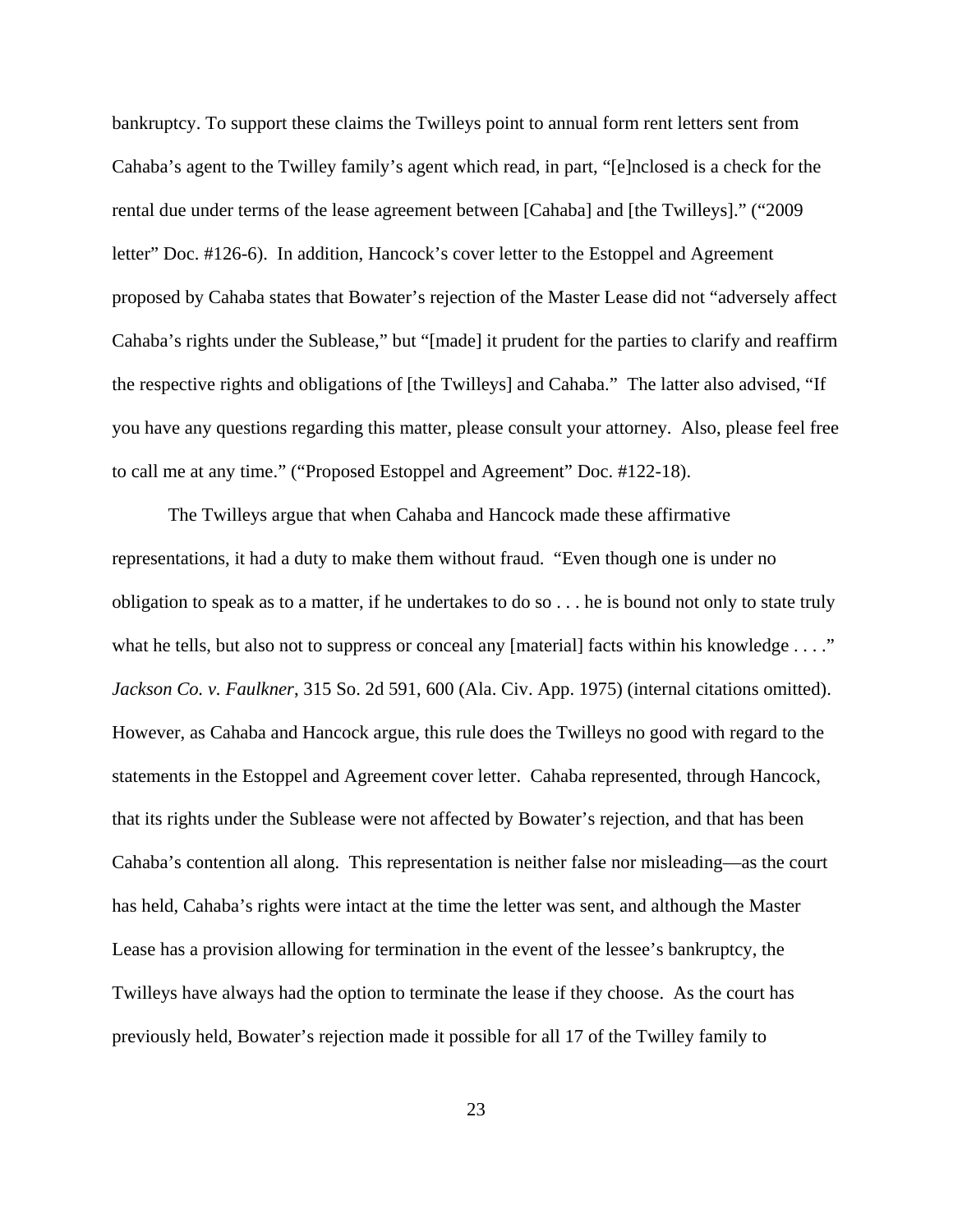bankruptcy. To support these claims the Twilleys point to annual form rent letters sent from Cahaba's agent to the Twilley family's agent which read, in part, "[e]nclosed is a check for the rental due under terms of the lease agreement between [Cahaba] and [the Twilleys]." ("2009 letter" Doc. #126-6). In addition, Hancock's cover letter to the Estoppel and Agreement proposed by Cahaba states that Bowater's rejection of the Master Lease did not "adversely affect Cahaba's rights under the Sublease," but "[made] it prudent for the parties to clarify and reaffirm the respective rights and obligations of [the Twilleys] and Cahaba." The latter also advised, "If you have any questions regarding this matter, please consult your attorney. Also, please feel free to call me at any time." ("Proposed Estoppel and Agreement" Doc. #122-18).

The Twilleys argue that when Cahaba and Hancock made these affirmative representations, it had a duty to make them without fraud. "Even though one is under no obligation to speak as to a matter, if he undertakes to do so . . . he is bound not only to state truly what he tells, but also not to suppress or conceal any [material] facts within his knowledge . . . ." *Jackson Co. v. Faulkner*, 315 So. 2d 591, 600 (Ala. Civ. App. 1975) (internal citations omitted). However, as Cahaba and Hancock argue, this rule does the Twilleys no good with regard to the statements in the Estoppel and Agreement cover letter. Cahaba represented, through Hancock, that its rights under the Sublease were not affected by Bowater's rejection, and that has been Cahaba's contention all along. This representation is neither false nor misleading—as the court has held, Cahaba's rights were intact at the time the letter was sent, and although the Master Lease has a provision allowing for termination in the event of the lessee's bankruptcy, the Twilleys have always had the option to terminate the lease if they choose. As the court has previously held, Bowater's rejection made it possible for all 17 of the Twilley family to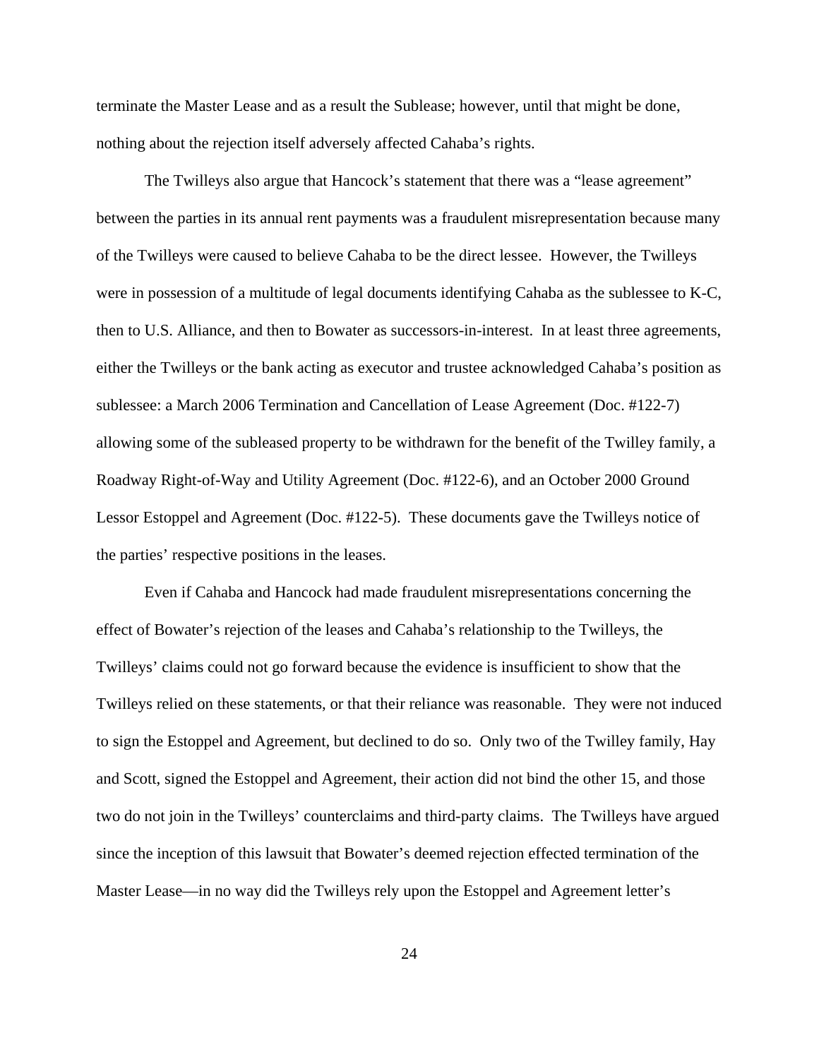terminate the Master Lease and as a result the Sublease; however, until that might be done, nothing about the rejection itself adversely affected Cahaba's rights.

The Twilleys also argue that Hancock's statement that there was a "lease agreement" between the parties in its annual rent payments was a fraudulent misrepresentation because many of the Twilleys were caused to believe Cahaba to be the direct lessee. However, the Twilleys were in possession of a multitude of legal documents identifying Cahaba as the sublessee to K-C, then to U.S. Alliance, and then to Bowater as successors-in-interest. In at least three agreements, either the Twilleys or the bank acting as executor and trustee acknowledged Cahaba's position as sublessee: a March 2006 Termination and Cancellation of Lease Agreement (Doc. #122-7) allowing some of the subleased property to be withdrawn for the benefit of the Twilley family, a Roadway Right-of-Way and Utility Agreement (Doc. #122-6), and an October 2000 Ground Lessor Estoppel and Agreement (Doc. #122-5). These documents gave the Twilleys notice of the parties' respective positions in the leases.

Even if Cahaba and Hancock had made fraudulent misrepresentations concerning the effect of Bowater's rejection of the leases and Cahaba's relationship to the Twilleys, the Twilleys' claims could not go forward because the evidence is insufficient to show that the Twilleys relied on these statements, or that their reliance was reasonable. They were not induced to sign the Estoppel and Agreement, but declined to do so. Only two of the Twilley family, Hay and Scott, signed the Estoppel and Agreement, their action did not bind the other 15, and those two do not join in the Twilleys' counterclaims and third-party claims. The Twilleys have argued since the inception of this lawsuit that Bowater's deemed rejection effected termination of the Master Lease—in no way did the Twilleys rely upon the Estoppel and Agreement letter's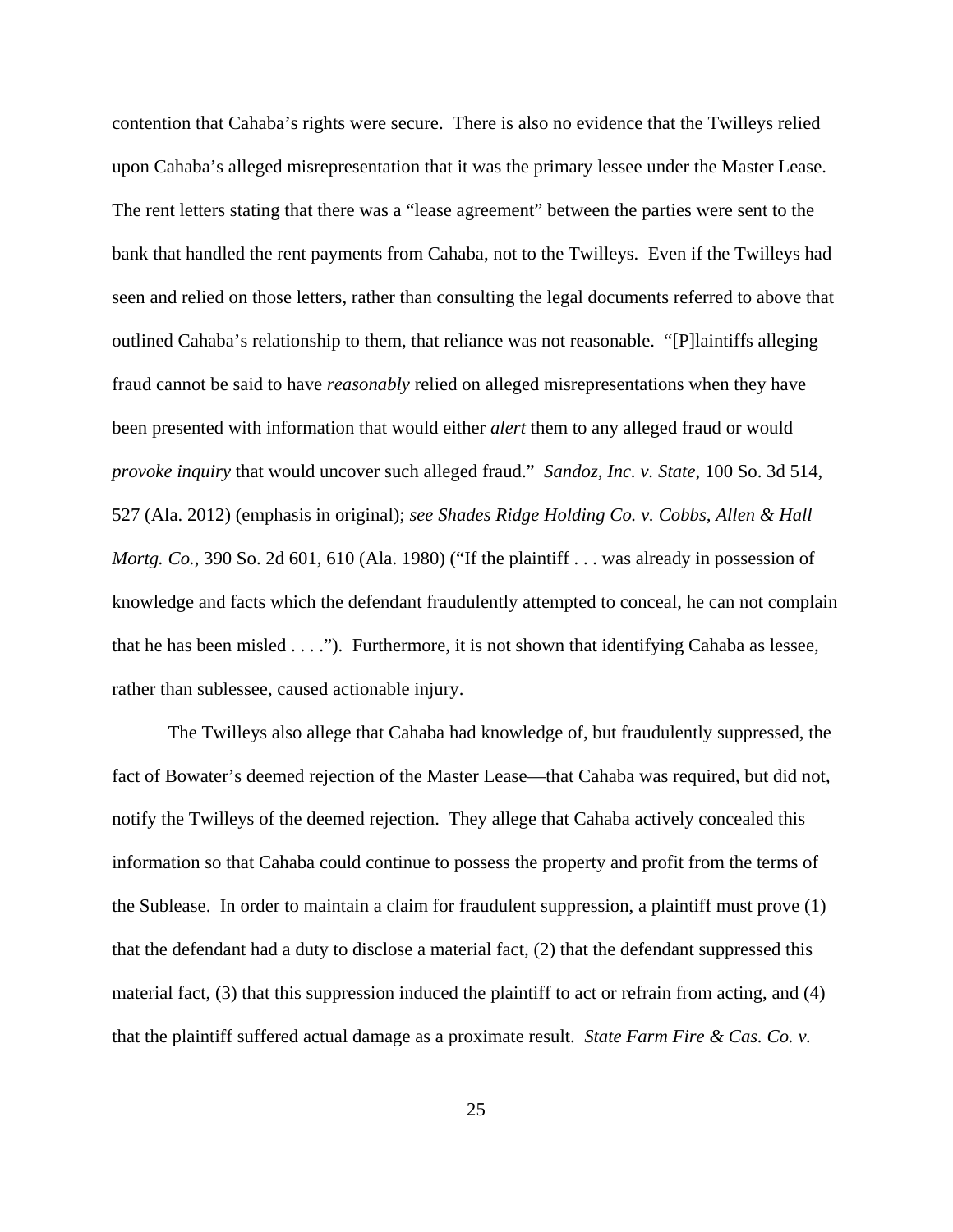contention that Cahaba's rights were secure. There is also no evidence that the Twilleys relied upon Cahaba's alleged misrepresentation that it was the primary lessee under the Master Lease. The rent letters stating that there was a "lease agreement" between the parties were sent to the bank that handled the rent payments from Cahaba, not to the Twilleys. Even if the Twilleys had seen and relied on those letters, rather than consulting the legal documents referred to above that outlined Cahaba's relationship to them, that reliance was not reasonable. "[P]laintiffs alleging fraud cannot be said to have *reasonably* relied on alleged misrepresentations when they have been presented with information that would either *alert* them to any alleged fraud or would *provoke inquiry* that would uncover such alleged fraud." *Sandoz, Inc. v. State*, 100 So. 3d 514, 527 (Ala. 2012) (emphasis in original); *see Shades Ridge Holding Co. v. Cobbs, Allen & Hall Mortg. Co.*, 390 So. 2d 601, 610 (Ala. 1980) ("If the plaintiff . . . was already in possession of knowledge and facts which the defendant fraudulently attempted to conceal, he can not complain that he has been misled . . . ."). Furthermore, it is not shown that identifying Cahaba as lessee, rather than sublessee, caused actionable injury.

The Twilleys also allege that Cahaba had knowledge of, but fraudulently suppressed, the fact of Bowater's deemed rejection of the Master Lease—that Cahaba was required, but did not, notify the Twilleys of the deemed rejection. They allege that Cahaba actively concealed this information so that Cahaba could continue to possess the property and profit from the terms of the Sublease. In order to maintain a claim for fraudulent suppression, a plaintiff must prove (1) that the defendant had a duty to disclose a material fact, (2) that the defendant suppressed this material fact, (3) that this suppression induced the plaintiff to act or refrain from acting, and (4) that the plaintiff suffered actual damage as a proximate result. *State Farm Fire & Cas. Co. v.*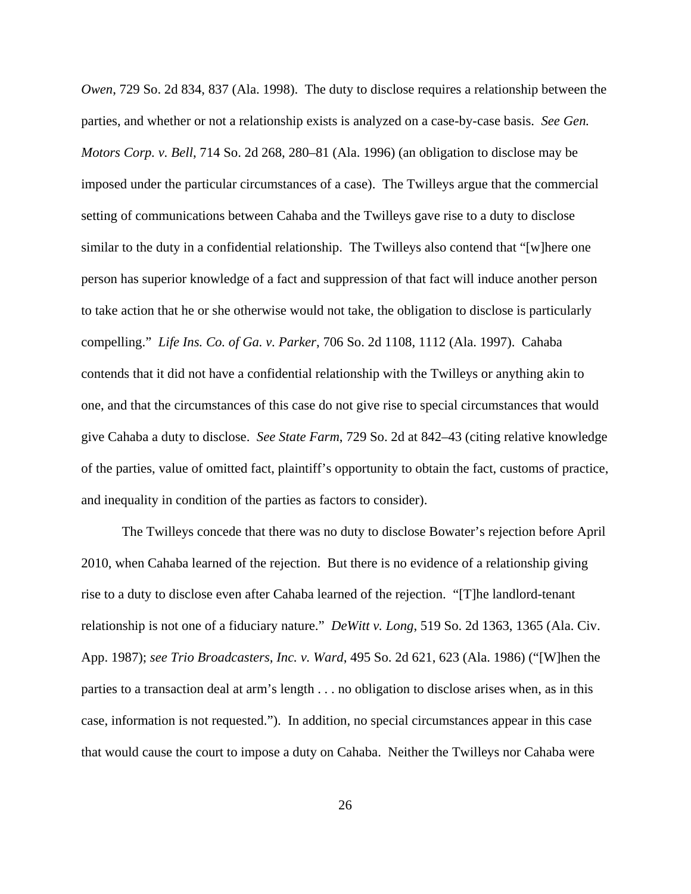*Owen*, 729 So. 2d 834, 837 (Ala. 1998). The duty to disclose requires a relationship between the parties, and whether or not a relationship exists is analyzed on a case-by-case basis. *See Gen. Motors Corp. v. Bell*, 714 So. 2d 268, 280–81 (Ala. 1996) (an obligation to disclose may be imposed under the particular circumstances of a case). The Twilleys argue that the commercial setting of communications between Cahaba and the Twilleys gave rise to a duty to disclose similar to the duty in a confidential relationship. The Twilleys also contend that "[w]here one person has superior knowledge of a fact and suppression of that fact will induce another person to take action that he or she otherwise would not take, the obligation to disclose is particularly compelling." *Life Ins. Co. of Ga. v. Parker*, 706 So. 2d 1108, 1112 (Ala. 1997). Cahaba contends that it did not have a confidential relationship with the Twilleys or anything akin to one, and that the circumstances of this case do not give rise to special circumstances that would give Cahaba a duty to disclose. *See State Farm*, 729 So. 2d at 842–43 (citing relative knowledge of the parties, value of omitted fact, plaintiff's opportunity to obtain the fact, customs of practice, and inequality in condition of the parties as factors to consider).

The Twilleys concede that there was no duty to disclose Bowater's rejection before April 2010, when Cahaba learned of the rejection. But there is no evidence of a relationship giving rise to a duty to disclose even after Cahaba learned of the rejection. "[T]he landlord-tenant relationship is not one of a fiduciary nature." *DeWitt v. Long*, 519 So. 2d 1363, 1365 (Ala. Civ. App. 1987); *see Trio Broadcasters, Inc. v. Ward*, 495 So. 2d 621, 623 (Ala. 1986) ("[W]hen the parties to a transaction deal at arm's length . . . no obligation to disclose arises when, as in this case, information is not requested."). In addition, no special circumstances appear in this case that would cause the court to impose a duty on Cahaba. Neither the Twilleys nor Cahaba were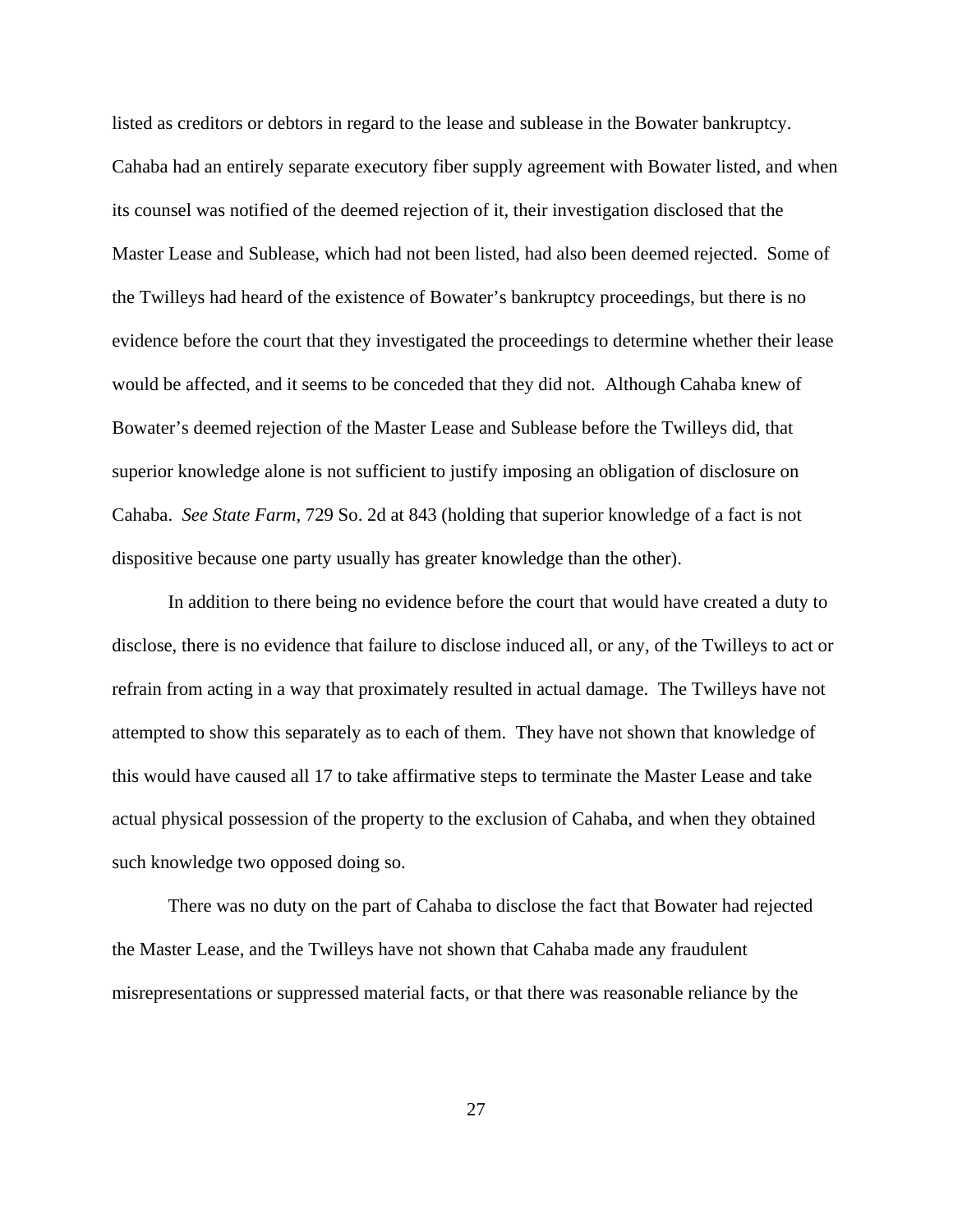listed as creditors or debtors in regard to the lease and sublease in the Bowater bankruptcy. Cahaba had an entirely separate executory fiber supply agreement with Bowater listed, and when its counsel was notified of the deemed rejection of it, their investigation disclosed that the Master Lease and Sublease, which had not been listed, had also been deemed rejected. Some of the Twilleys had heard of the existence of Bowater's bankruptcy proceedings, but there is no evidence before the court that they investigated the proceedings to determine whether their lease would be affected, and it seems to be conceded that they did not. Although Cahaba knew of Bowater's deemed rejection of the Master Lease and Sublease before the Twilleys did, that superior knowledge alone is not sufficient to justify imposing an obligation of disclosure on Cahaba. *See State Farm*, 729 So. 2d at 843 (holding that superior knowledge of a fact is not dispositive because one party usually has greater knowledge than the other).

In addition to there being no evidence before the court that would have created a duty to disclose, there is no evidence that failure to disclose induced all, or any, of the Twilleys to act or refrain from acting in a way that proximately resulted in actual damage. The Twilleys have not attempted to show this separately as to each of them. They have not shown that knowledge of this would have caused all 17 to take affirmative steps to terminate the Master Lease and take actual physical possession of the property to the exclusion of Cahaba, and when they obtained such knowledge two opposed doing so.

There was no duty on the part of Cahaba to disclose the fact that Bowater had rejected the Master Lease, and the Twilleys have not shown that Cahaba made any fraudulent misrepresentations or suppressed material facts, or that there was reasonable reliance by the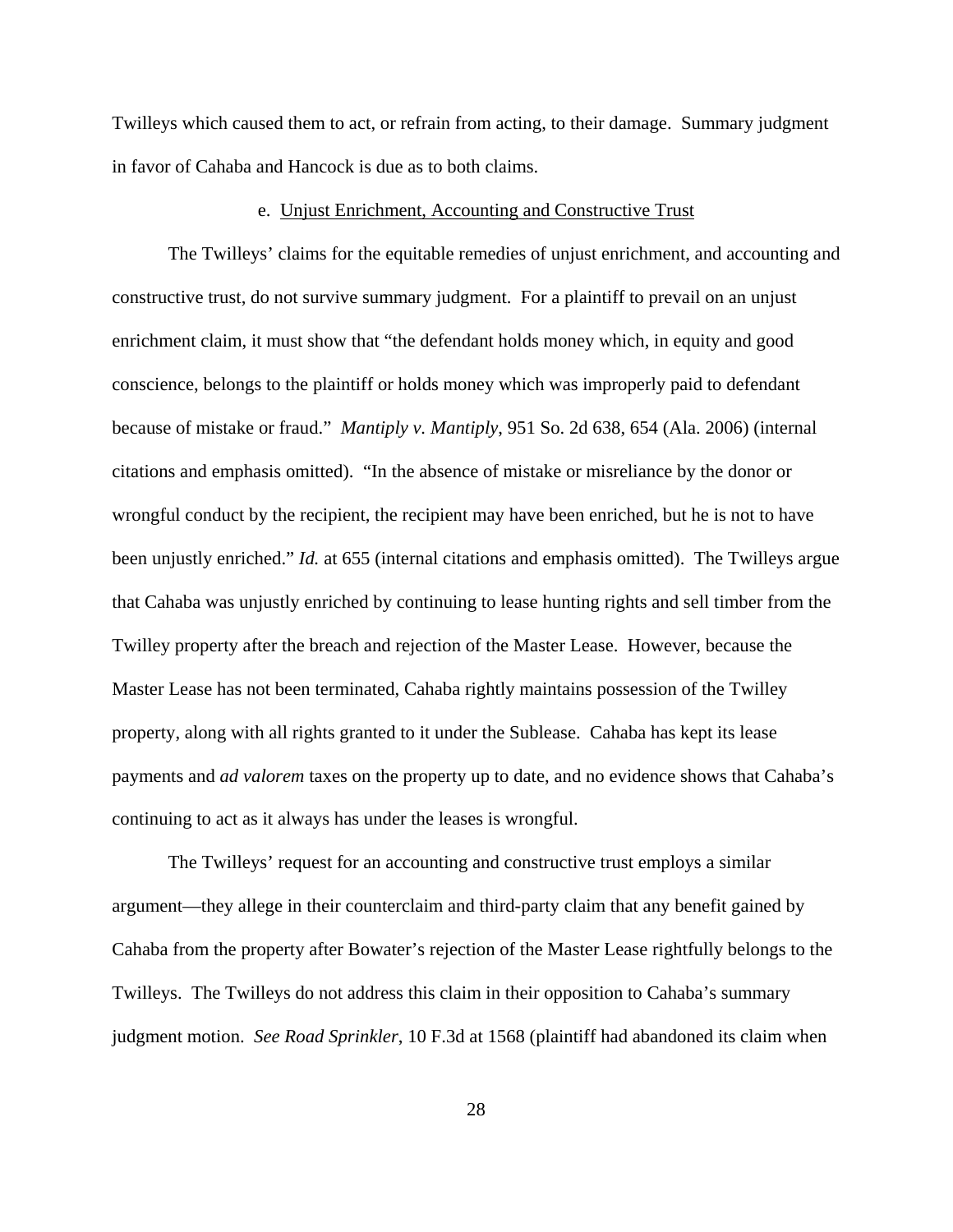Twilleys which caused them to act, or refrain from acting, to their damage. Summary judgment in favor of Cahaba and Hancock is due as to both claims.

e. Unjust Enrichment, Accounting and Constructive Trust

The Twilleys' claims for the equitable remedies of unjust enrichment, and accounting and constructive trust, do not survive summary judgment. For a plaintiff to prevail on an unjust enrichment claim, it must show that "the defendant holds money which, in equity and good conscience, belongs to the plaintiff or holds money which was improperly paid to defendant because of mistake or fraud." *Mantiply v. Mantiply*, 951 So. 2d 638, 654 (Ala. 2006) (internal citations and emphasis omitted). "In the absence of mistake or misreliance by the donor or wrongful conduct by the recipient, the recipient may have been enriched, but he is not to have been unjustly enriched." *Id.* at 655 (internal citations and emphasis omitted). The Twilleys argue that Cahaba was unjustly enriched by continuing to lease hunting rights and sell timber from the Twilley property after the breach and rejection of the Master Lease. However, because the Master Lease has not been terminated, Cahaba rightly maintains possession of the Twilley property, along with all rights granted to it under the Sublease. Cahaba has kept its lease payments and *ad valorem* taxes on the property up to date, and no evidence shows that Cahaba's continuing to act as it always has under the leases is wrongful.

The Twilleys' request for an accounting and constructive trust employs a similar argument—they allege in their counterclaim and third-party claim that any benefit gained by Cahaba from the property after Bowater's rejection of the Master Lease rightfully belongs to the Twilleys. The Twilleys do not address this claim in their opposition to Cahaba's summary judgment motion. *See Road Sprinkler*, 10 F.3d at 1568 (plaintiff had abandoned its claim when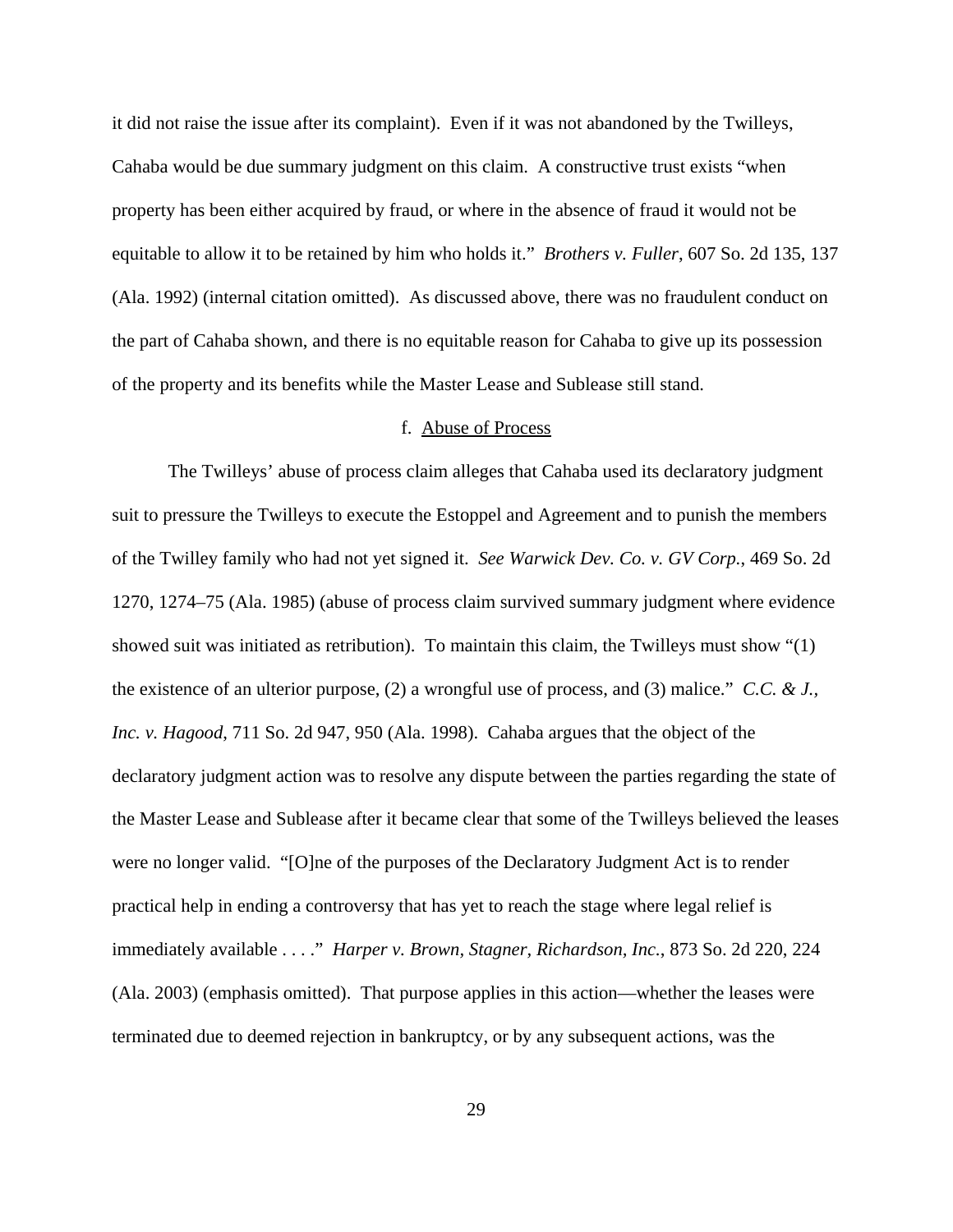it did not raise the issue after its complaint). Even if it was not abandoned by the Twilleys, Cahaba would be due summary judgment on this claim. A constructive trust exists "when property has been either acquired by fraud, or where in the absence of fraud it would not be equitable to allow it to be retained by him who holds it." *Brothers v. Fuller*, 607 So. 2d 135, 137 (Ala. 1992) (internal citation omitted). As discussed above, there was no fraudulent conduct on the part of Cahaba shown, and there is no equitable reason for Cahaba to give up its possession of the property and its benefits while the Master Lease and Sublease still stand.

f. Abuse of Process

The Twilleys' abuse of process claim alleges that Cahaba used its declaratory judgment suit to pressure the Twilleys to execute the Estoppel and Agreement and to punish the members of the Twilley family who had not yet signed it. *See Warwick Dev. Co. v. GV Corp.*, 469 So. 2d 1270, 1274–75 (Ala. 1985) (abuse of process claim survived summary judgment where evidence showed suit was initiated as retribution). To maintain this claim, the Twilleys must show "(1) the existence of an ulterior purpose, (2) a wrongful use of process, and (3) malice." *C.C. & J., Inc. v. Hagood*, 711 So. 2d 947, 950 (Ala. 1998). Cahaba argues that the object of the declaratory judgment action was to resolve any dispute between the parties regarding the state of the Master Lease and Sublease after it became clear that some of the Twilleys believed the leases were no longer valid. "[O]ne of the purposes of the Declaratory Judgment Act is to render practical help in ending a controversy that has yet to reach the stage where legal relief is immediately available . . . ." *Harper v. Brown, Stagner, Richardson, Inc.*, 873 So. 2d 220, 224 (Ala. 2003) (emphasis omitted). That purpose applies in this action—whether the leases were terminated due to deemed rejection in bankruptcy, or by any subsequent actions, was the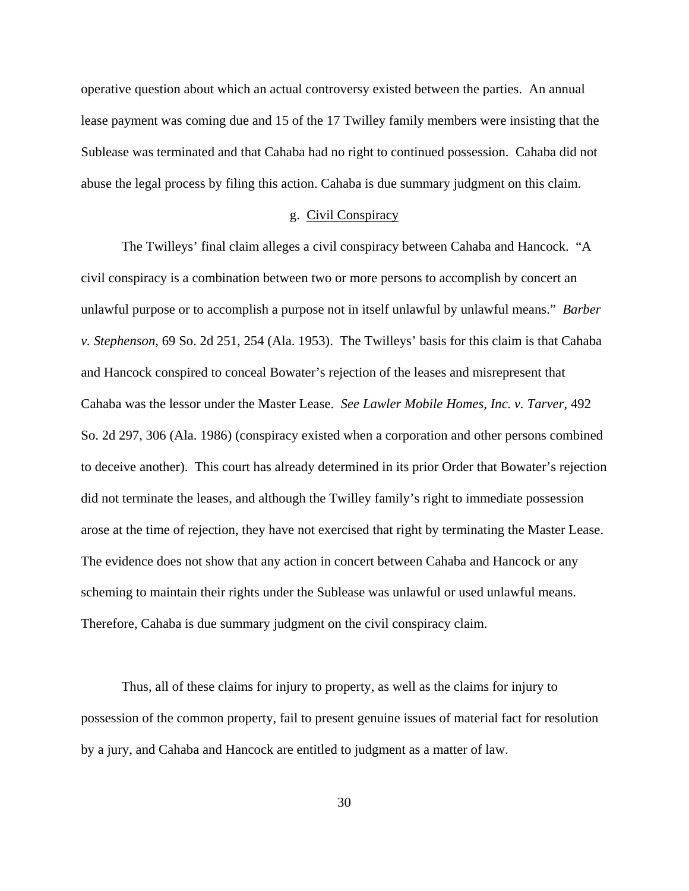operative question about which an actual controversy existed between the parties. An annual lease payment was coming due and 15 of the 17 Twilley family members were insisting that the Sublease was terminated and that Cahaba had no right to continued possession. Cahaba did not abuse the legal process by filing this action. Cahaba is due summary judgment on this claim.

### g. Civil Conspiracy

The Twilleys' final claim alleges a civil conspiracy between Cahaba and Hancock. "A civil conspiracy is a combination between two or more persons to accomplish by concert an unlawful purpose or to accomplish a purpose not in itself unlawful by unlawful means." *Barber v. Stephenson*, 69 So. 2d 251, 254 (Ala. 1953). The Twilleys' basis for this claim is that Cahaba and Hancock conspired to conceal Bowater's rejection of the leases and misrepresent that Cahaba was the lessor under the Master Lease. *See Lawler Mobile Homes, Inc. v. Tarver*, 492 So. 2d 297, 306 (Ala. 1986) (conspiracy existed when a corporation and other persons combined to deceive another). This court has already determined in its prior Order that Bowater's rejection did not terminate the leases, and although the Twilley family's right to immediate possession arose at the time of rejection, they have not exercised that right by terminating the Master Lease. The evidence does not show that any action in concert between Cahaba and Hancock or any scheming to maintain their rights under the Sublease was unlawful or used unlawful means. Therefore, Cahaba is due summary judgment on the civil conspiracy claim.

Thus, all of these claims for injury to property, as well as the claims for injury to possession of the common property, fail to present genuine issues of material fact for resolution by a jury, and Cahaba and Hancock are entitled to judgment as a matter of law.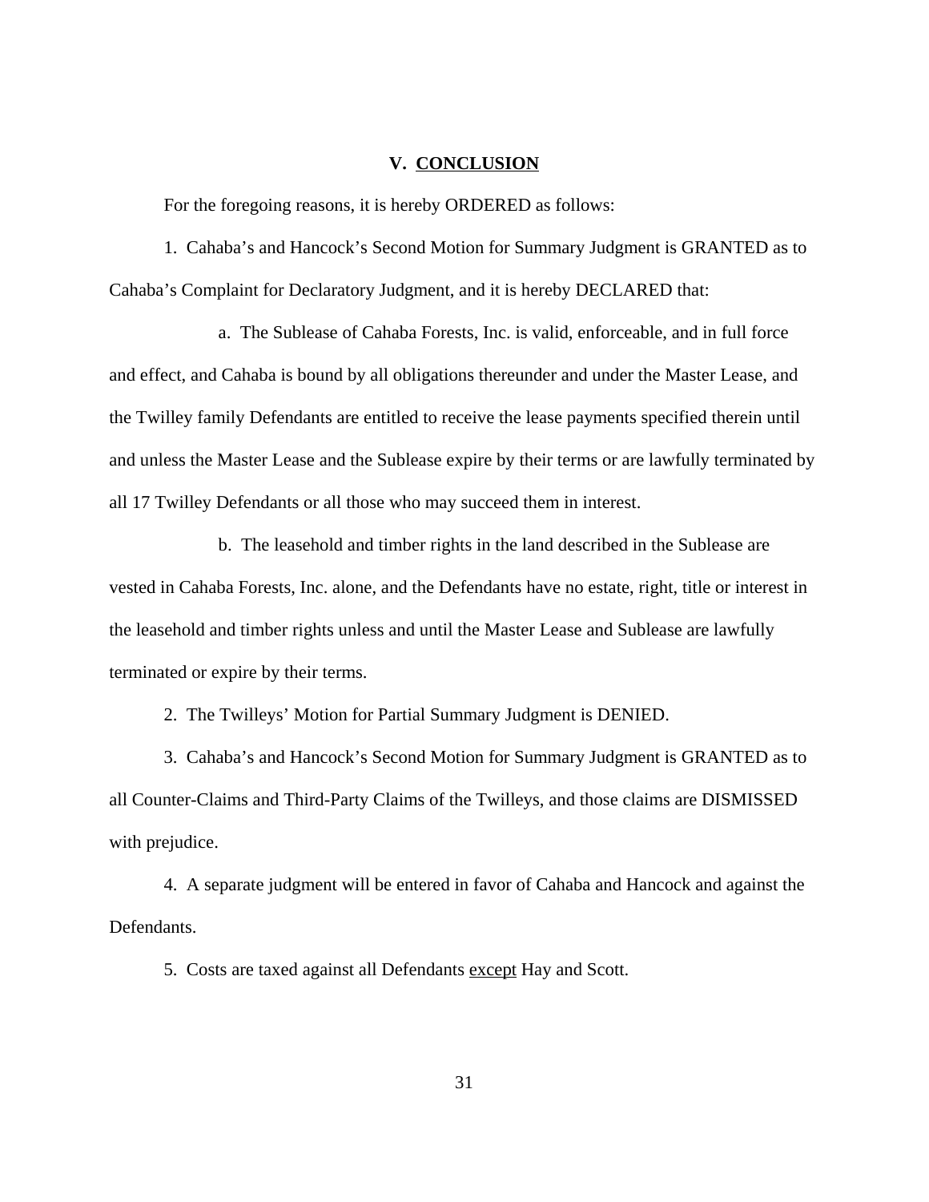## V. CONCLUSION

For the foregoing reasons, it is hereby ORDERED as follows:

1. Cahaba's and Hancock's Second Motion for Summary Judgment is GRANTED as to Cahaba's Complaint for Declaratory Judgment, and it is hereby DECLARED that:

a. The Sublease of Cahaba Forests, Inc. is valid, enforceable, and in full force and effect, and Cahaba is bound by all obligations thereunder and under the Master Lease, and the Twilley family Defendants are entitled to receive the lease payments specified therein until and unless the Master Lease and the Sublease expire by their terms or are lawfully terminated by all 17 Twilley Defendants or all those who may succeed them in interest.

b. The leasehold and timber rights in the land described in the Sublease are vested in Cahaba Forests, Inc. alone, and the Defendants have no estate, right, title or interest in the leasehold and timber rights unless and until the Master Lease and Sublease are lawfully terminated or expire by their terms.

2. The Twilleys' Motion for Partial Summary Judgment is DENIED.

3. Cahaba's and Hancock's Second Motion for Summary Judgment is GRANTED as to all Counter-Claims and Third-Party Claims of the Twilleys, and those claims are DISMISSED with prejudice.

4. A separate judgment will be entered in favor of Cahaba and Hancock and against the Defendants.

5. Costs are taxed against all Defendants <u>except</u> Hay and Scott.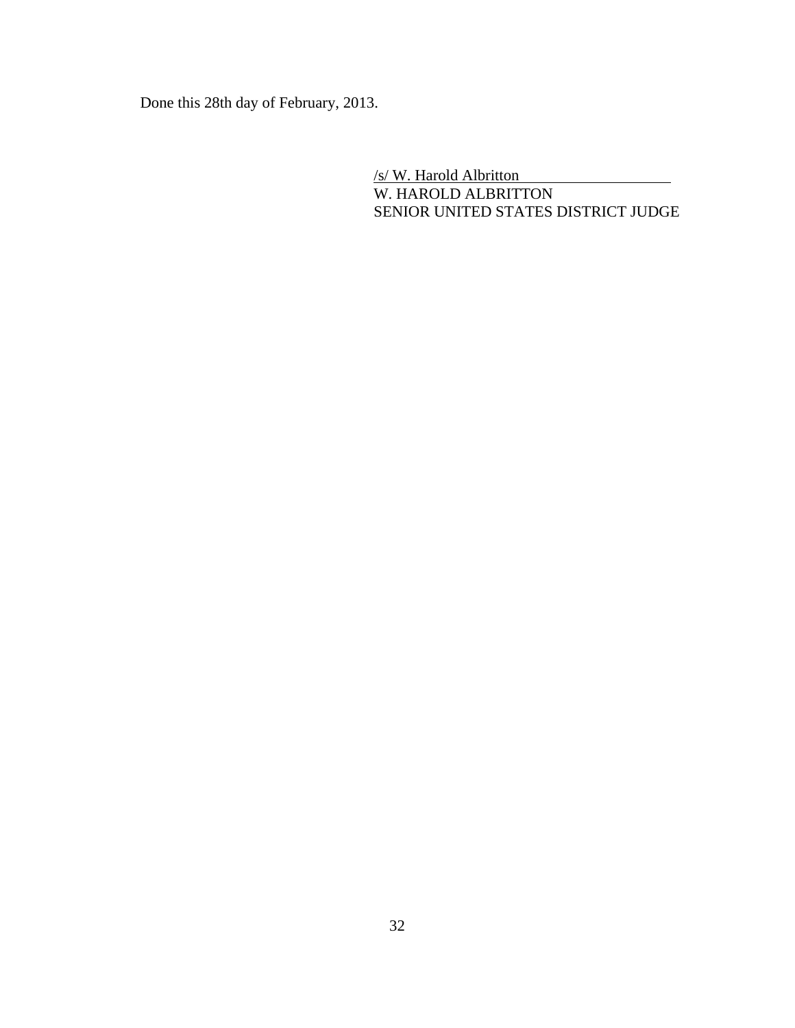Done this 28th day of February, 2013.

/s/ W. Harold Albritton
W. HAROLD ALBRITTON
SENIOR UNITED STATES DISTRICT JUDGE